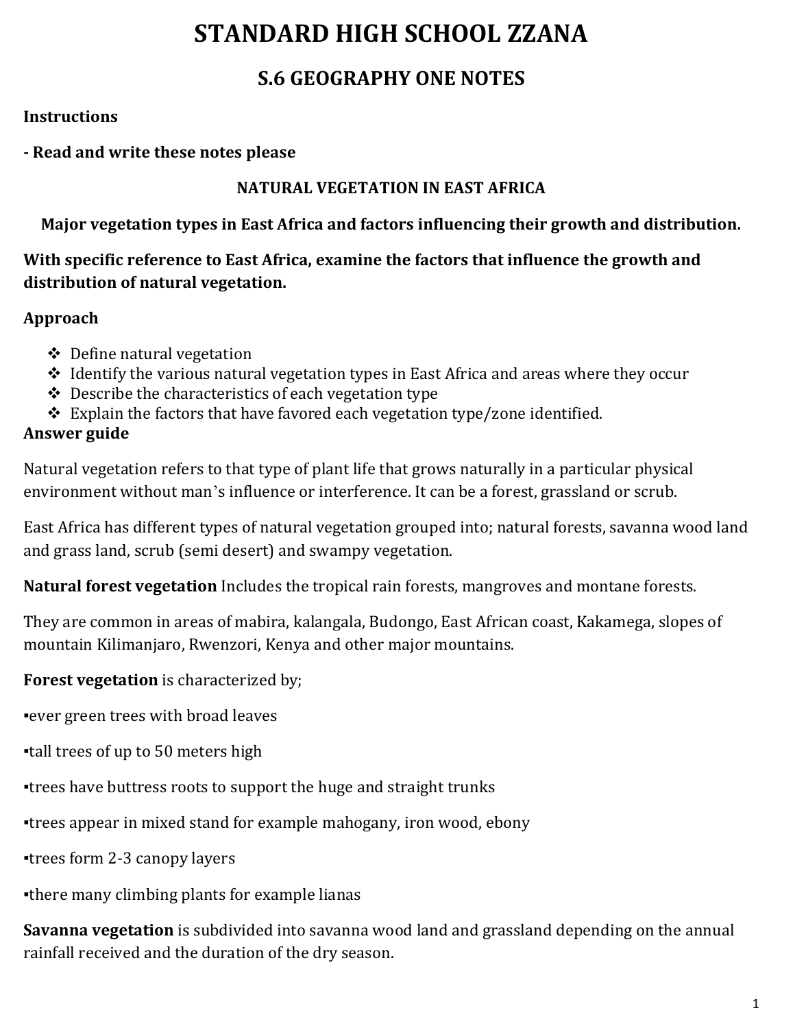# STANDARD HIGH SCHOOL ZZANA

## S.6 GEOGRAPHY ONE NOTES

**Instructions**

**- Read and write these notes please**

**NATURAL VEGETATION IN EAST AFRICA**

**Major vegetation types in East Africa and factors influencing their growth and distribution.**

**With specific reference to East Africa, examine the factors that influence the growth and distribution of natural vegetation.**

**Approach**

- Define natural vegetation
- Identify the various natural vegetation types in East Africa and areas where they occur
- Describe the characteristics of each vegetation type
- Explain the factors that have favored each vegetation type/zone identified.

**Answer guide**

Natural vegetation refers to that type of plant life that grows naturally in a particular physical environment without man's influence or interference. It can be a forest, grassland or scrub.

East Africa has different types of natural vegetation grouped into; natural forests, savanna wood land and grass land, scrub (semi desert) and swampy vegetation.

**Natural forest vegetation** Includes the tropical rain forests, mangroves and montane forests.

They are common in areas of mabira, kalangala, Budongo, East African coast, Kakamega, slopes of mountain Kilimanjaro, Rwenzori, Kenya and other major mountains.

**Forest vegetation** is characterized by;

▪ever green trees with broad leaves

▪tall trees of up to 50 meters high

▪trees have buttress roots to support the huge and straight trunks

▪trees appear in mixed stand for example mahogany, iron wood, ebony

▪trees form 2-3 canopy layers

▪there many climbing plants for example lianas

**Savanna vegetation** is subdivided into savanna wood land and grassland depending on the annual rainfall received and the duration of the dry season.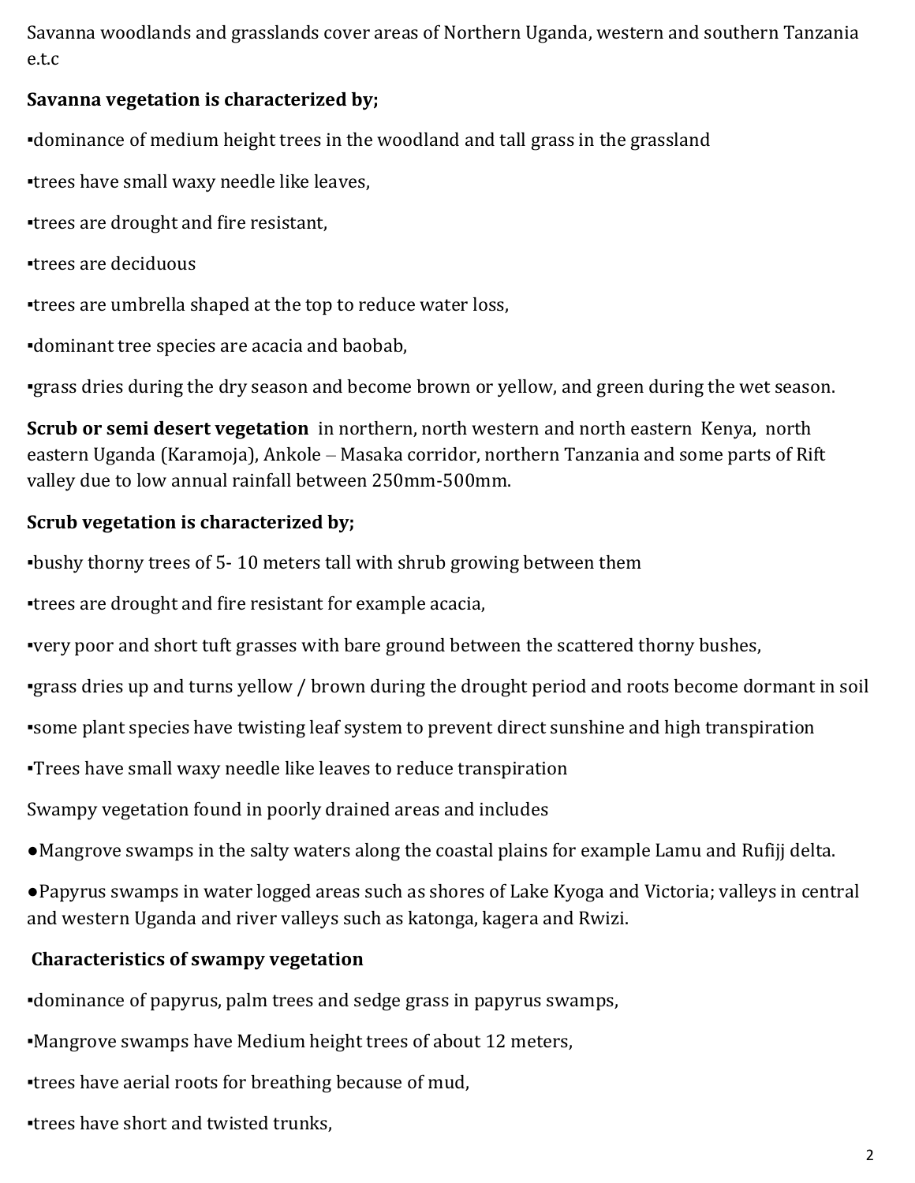Savanna woodlands and grasslands cover areas of Northern Uganda, western and southern Tanzania e.t.c

**Savanna vegetation is characterized by;**

▪dominance of medium height trees in the woodland and tall grass in the grassland

▪trees have small waxy needle like leaves,

▪trees are drought and fire resistant,

▪trees are deciduous

▪trees are umbrella shaped at the top to reduce water loss,

▪dominant tree species are acacia and baobab,

▪grass dries during the dry season and become brown or yellow, and green during the wet season.

**Scrub or semi desert vegetation** in northern, north western and north eastern Kenya, north eastern Uganda (Karamoja), Ankole – Masaka corridor, northern Tanzania and some parts of Rift valley due to low annual rainfall between 250mm-500mm.

**Scrub vegetation is characterized by;**

▪bushy thorny trees of 5- 10 meters tall with shrub growing between them

▪trees are drought and fire resistant for example acacia,

▪very poor and short tuft grasses with bare ground between the scattered thorny bushes,

▪grass dries up and turns yellow / brown during the drought period and roots become dormant in soil

▪some plant species have twisting leaf system to prevent direct sunshine and high transpiration

▪Trees have small waxy needle like leaves to reduce transpiration

Swampy vegetation found in poorly drained areas and includes

●Mangrove swamps in the salty waters along the coastal plains for example Lamu and Rufijj delta.

●Papyrus swamps in water logged areas such as shores of Lake Kyoga and Victoria; valleys in central and western Uganda and river valleys such as katonga, kagera and Rwizi.

**Characteristics of swampy vegetation**

▪dominance of papyrus, palm trees and sedge grass in papyrus swamps,

▪Mangrove swamps have Medium height trees of about 12 meters,

▪trees have aerial roots for breathing because of mud,

▪trees have short and twisted trunks,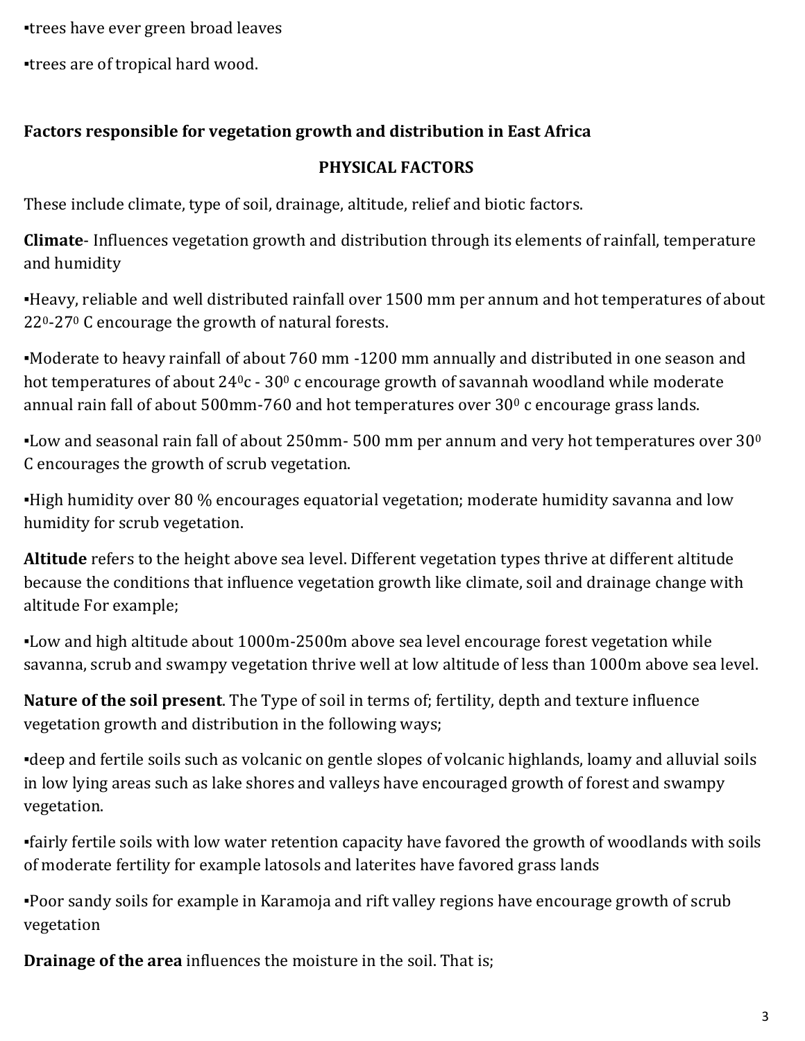▪trees have ever green broad leaves

▪trees are of tropical hard wood.

**Factors responsible for vegetation growth and distribution in East Africa**

**PHYSICAL FACTORS**

These include climate, type of soil, drainage, altitude, relief and biotic factors.

**Climate**- Influences vegetation growth and distribution through its elements of rainfall, temperature and humidity

▪Heavy, reliable and well distributed rainfall over 1500 mm per annum and hot temperatures of about $22^0$-$27^0$ C encourage the growth of natural forests.

▪Moderate to heavy rainfall of about 760 mm -1200 mm annually and distributed in one season and hot temperatures of about $24^0$c - $30^0$ c encourage growth of savannah woodland while moderate annual rain fall of about 500mm-760 and hot temperatures over $30^0$ c encourage grass lands.

▪Low and seasonal rain fall of about 250mm- 500 mm per annum and very hot temperatures over $30^0$ C encourages the growth of scrub vegetation.

▪High humidity over 80 % encourages equatorial vegetation; moderate humidity savanna and low humidity for scrub vegetation.

**Altitude** refers to the height above sea level. Different vegetation types thrive at different altitude because the conditions that influence vegetation growth like climate, soil and drainage change with altitude For example;

▪Low and high altitude about 1000m-2500m above sea level encourage forest vegetation while savanna, scrub and swampy vegetation thrive well at low altitude of less than 1000m above sea level.

**Nature of the soil present**. The Type of soil in terms of; fertility, depth and texture influence vegetation growth and distribution in the following ways;

▪deep and fertile soils such as volcanic on gentle slopes of volcanic highlands, loamy and alluvial soils in low lying areas such as lake shores and valleys have encouraged growth of forest and swampy vegetation.

▪fairly fertile soils with low water retention capacity have favored the growth of woodlands with soils of moderate fertility for example latosols and laterites have favored grass lands

▪Poor sandy soils for example in Karamoja and rift valley regions have encourage growth of scrub vegetation

**Drainage of the area** influences the moisture in the soil. That is;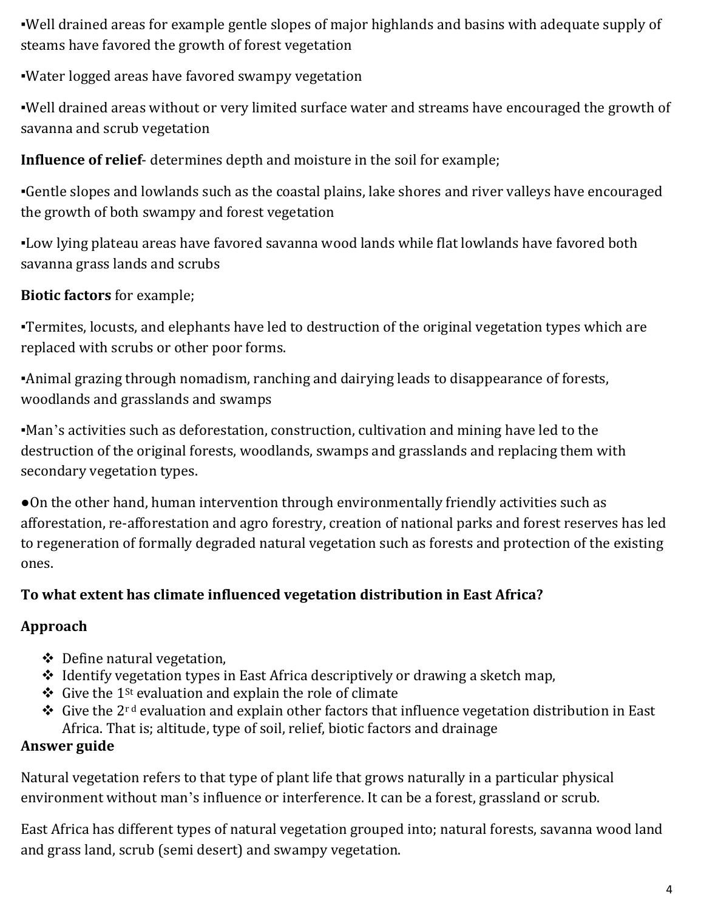▪Well drained areas for example gentle slopes of major highlands and basins with adequate supply of steams have favored the growth of forest vegetation

▪Water logged areas have favored swampy vegetation

▪Well drained areas without or very limited surface water and streams have encouraged the growth of savanna and scrub vegetation

**Influence of relief**- determines depth and moisture in the soil for example;

▪Gentle slopes and lowlands such as the coastal plains, lake shores and river valleys have encouraged the growth of both swampy and forest vegetation

▪Low lying plateau areas have favored savanna wood lands while flat lowlands have favored both savanna grass lands and scrubs

**Biotic factors** for example;

▪Termites, locusts, and elephants have led to destruction of the original vegetation types which are replaced with scrubs or other poor forms.

▪Animal grazing through nomadism, ranching and dairying leads to disappearance of forests, woodlands and grasslands and swamps

▪Man's activities such as deforestation, construction, cultivation and mining have led to the destruction of the original forests, woodlands, swamps and grasslands and replacing them with secondary vegetation types.

●On the other hand, human intervention through environmentally friendly activities such as afforestation, re-afforestation and agro forestry, creation of national parks and forest reserves has led to regeneration of formally degraded natural vegetation such as forests and protection of the existing ones.

**To what extent has climate influenced vegetation distribution in East Africa?**

**Approach**

- ❖ Define natural vegetation,
- ❖ Identify vegetation types in East Africa descriptively or drawing a sketch map,
- ❖ Give the 1st evaluation and explain the role of climate
- ❖ Give the 2rd evaluation and explain other factors that influence vegetation distribution in East Africa. That is; altitude, type of soil, relief, biotic factors and drainage

**Answer guide**

Natural vegetation refers to that type of plant life that grows naturally in a particular physical environment without man's influence or interference. It can be a forest, grassland or scrub.

East Africa has different types of natural vegetation grouped into; natural forests, savanna wood land and grass land, scrub (semi desert) and swampy vegetation.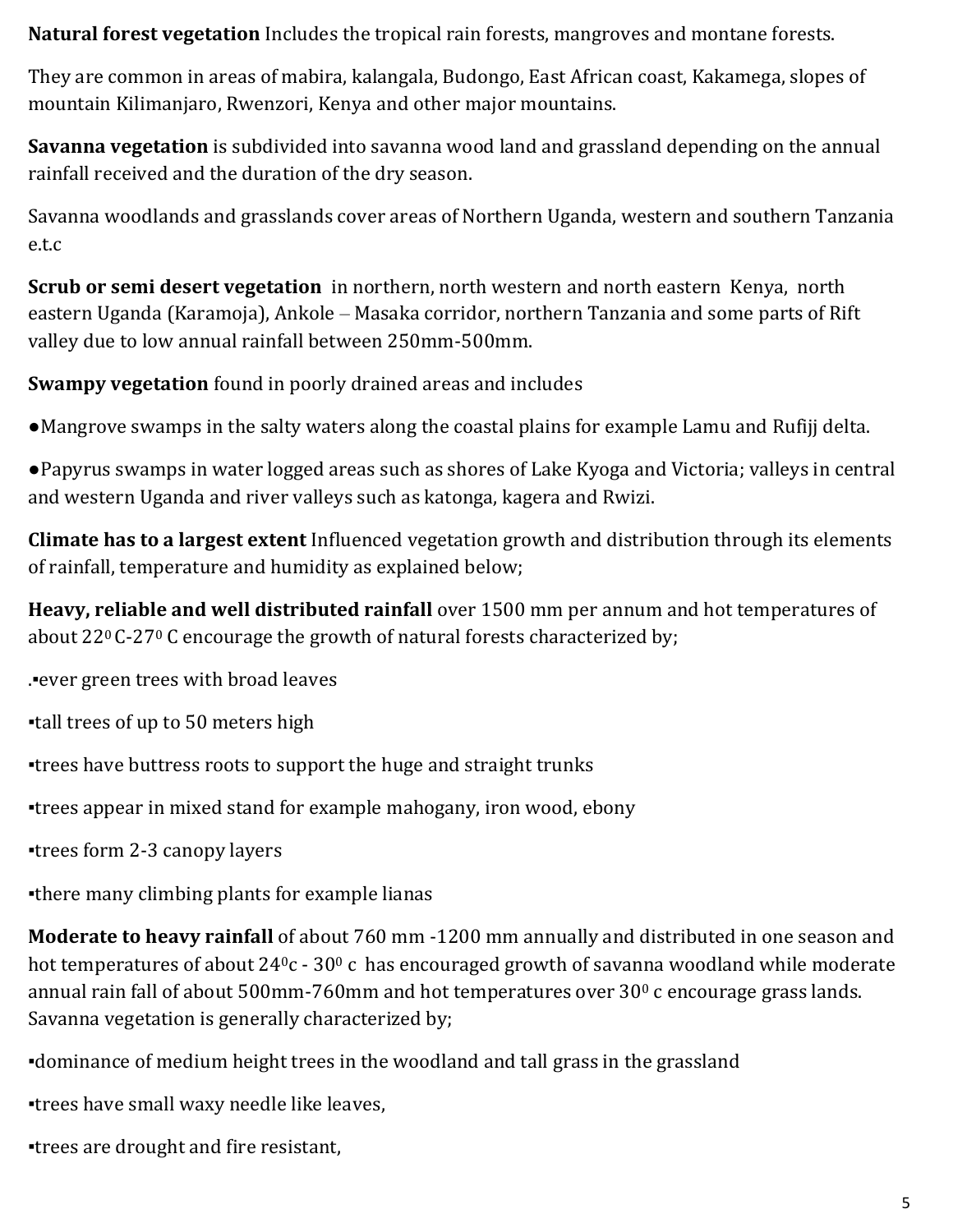**Natural forest vegetation** Includes the tropical rain forests, mangroves and montane forests.

They are common in areas of mabira, kalangala, Budongo, East African coast, Kakamega, slopes of mountain Kilimanjaro, Rwenzori, Kenya and other major mountains.

**Savanna vegetation** is subdivided into savanna wood land and grassland depending on the annual rainfall received and the duration of the dry season.

Savanna woodlands and grasslands cover areas of Northern Uganda, western and southern Tanzania e.t.c

**Scrub or semi desert vegetation** in northern, north western and north eastern Kenya, north eastern Uganda (Karamoja), Ankole – Masaka corridor, northern Tanzania and some parts of Rift valley due to low annual rainfall between 250mm-500mm.

**Swampy vegetation** found in poorly drained areas and includes

●Mangrove swamps in the salty waters along the coastal plains for example Lamu and Rufijj delta.

●Papyrus swamps in water logged areas such as shores of Lake Kyoga and Victoria; valleys in central and western Uganda and river valleys such as katonga, kagera and Rwizi.

**Climate has to a largest extent** Influenced vegetation growth and distribution through its elements of rainfall, temperature and humidity as explained below;

**Heavy, reliable and well distributed rainfall** over 1500 mm per annum and hot temperatures of about $22^0$ C-$27^0$ C encourage the growth of natural forests characterized by;

.▪ever green trees with broad leaves

▪tall trees of up to 50 meters high

▪trees have buttress roots to support the huge and straight trunks

▪trees appear in mixed stand for example mahogany, iron wood, ebony

▪trees form 2-3 canopy layers

▪there many climbing plants for example lianas

**Moderate to heavy rainfall** of about 760 mm -1200 mm annually and distributed in one season and hot temperatures of about $24^0$c - $30^0$ c has encouraged growth of savanna woodland while moderate annual rain fall of about 500mm-760mm and hot temperatures over $30^0$ c encourage grass lands. Savanna vegetation is generally characterized by;

▪dominance of medium height trees in the woodland and tall grass in the grassland

▪trees have small waxy needle like leaves,

▪trees are drought and fire resistant,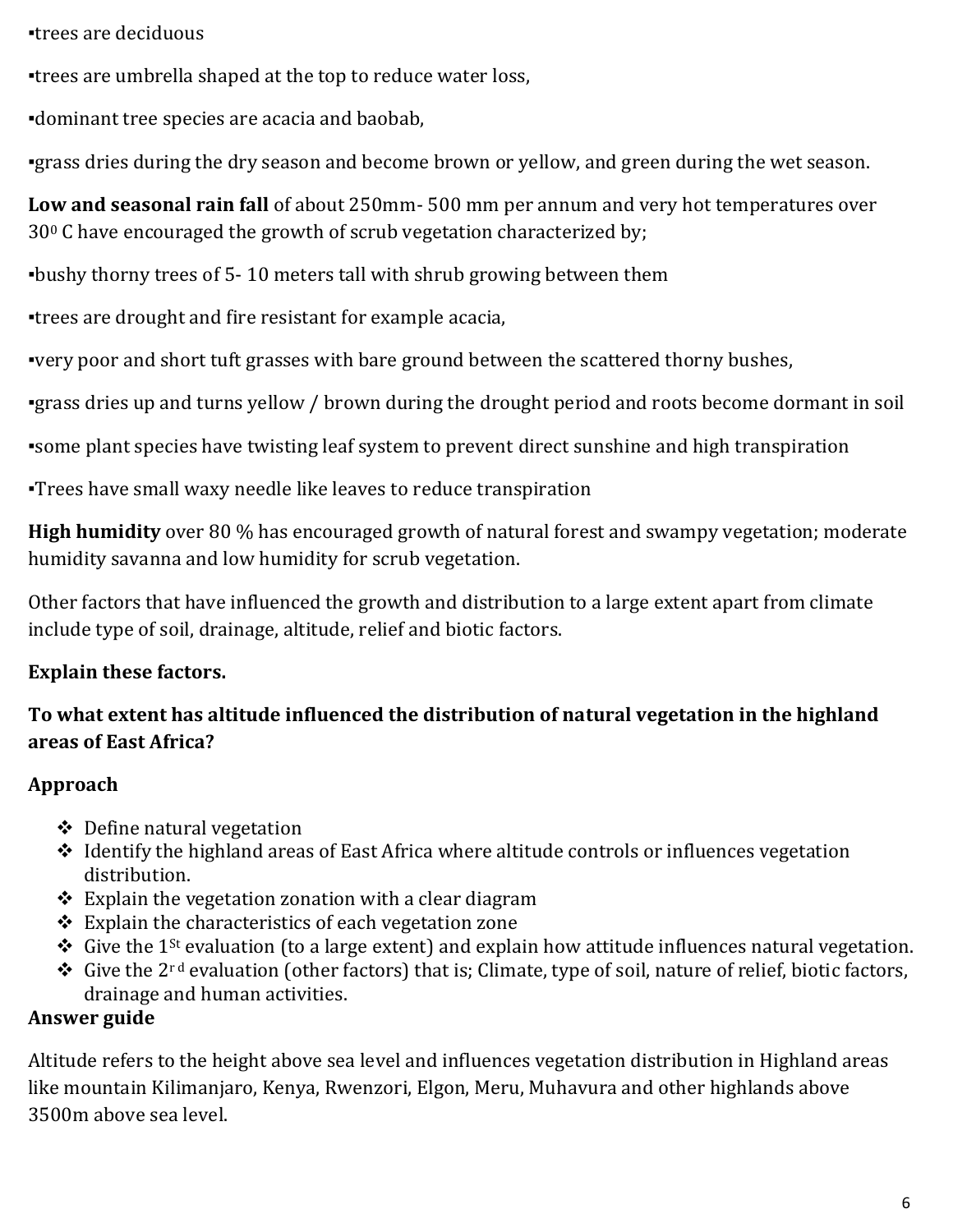▪trees are deciduous

▪trees are umbrella shaped at the top to reduce water loss,

▪dominant tree species are acacia and baobab,

▪grass dries during the dry season and become brown or yellow, and green during the wet season.

**Low and seasonal rain fall** of about 250mm- 500 mm per annum and very hot temperatures over $30^0$ C have encouraged the growth of scrub vegetation characterized by;

▪bushy thorny trees of 5- 10 meters tall with shrub growing between them

▪trees are drought and fire resistant for example acacia,

▪very poor and short tuft grasses with bare ground between the scattered thorny bushes,

▪grass dries up and turns yellow / brown during the drought period and roots become dormant in soil

▪some plant species have twisting leaf system to prevent direct sunshine and high transpiration

▪Trees have small waxy needle like leaves to reduce transpiration

**High humidity** over 80 % has encouraged growth of natural forest and swampy vegetation; moderate humidity savanna and low humidity for scrub vegetation.

Other factors that have influenced the growth and distribution to a large extent apart from climate include type of soil, drainage, altitude, relief and biotic factors.

**Explain these factors.**

**To what extent has altitude influenced the distribution of natural vegetation in the highland areas of East Africa?**

**Approach**

- ❖ Define natural vegetation
- ❖ Identify the highland areas of East Africa where altitude controls or influences vegetation distribution.
- ❖ Explain the vegetation zonation with a clear diagram
- ❖ Explain the characteristics of each vegetation zone
- ❖ Give the 1st evaluation (to a large extent) and explain how attitude influences natural vegetation.
- ❖ Give the 2rd evaluation (other factors) that is; Climate, type of soil, nature of relief, biotic factors, drainage and human activities.

**Answer guide**

Altitude refers to the height above sea level and influences vegetation distribution in Highland areas like mountain Kilimanjaro, Kenya, Rwenzori, Elgon, Meru, Muhavura and other highlands above 3500m above sea level.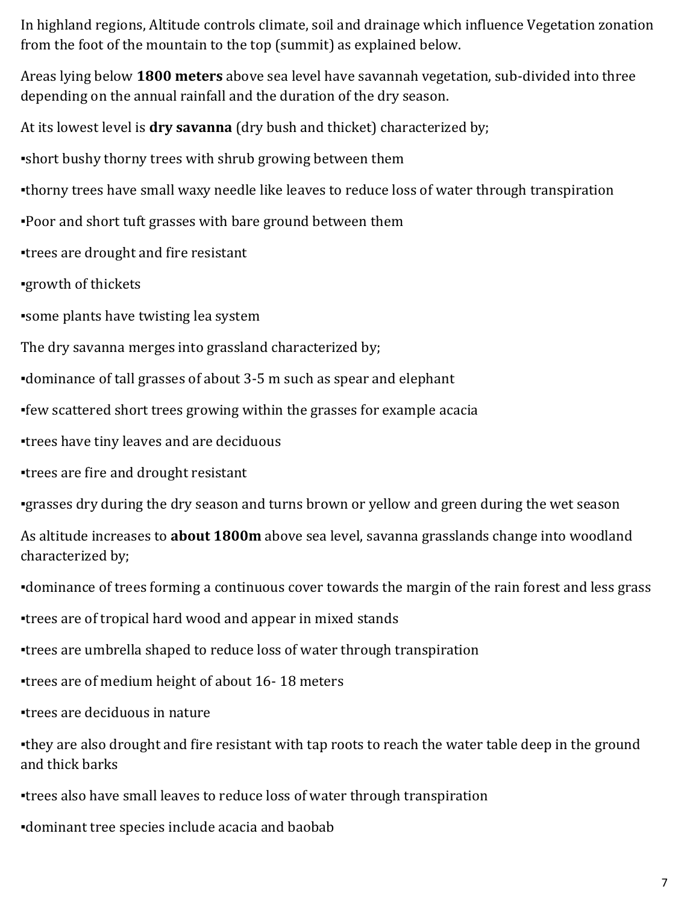In highland regions, Altitude controls climate, soil and drainage which influence Vegetation zonation from the foot of the mountain to the top (summit) as explained below.

Areas lying below **1800 meters** above sea level have savannah vegetation, sub-divided into three depending on the annual rainfall and the duration of the dry season.

At its lowest level is **dry savanna** (dry bush and thicket) characterized by;

▪short bushy thorny trees with shrub growing between them

▪thorny trees have small waxy needle like leaves to reduce loss of water through transpiration

▪Poor and short tuft grasses with bare ground between them

▪trees are drought and fire resistant

▪growth of thickets

▪some plants have twisting lea system

The dry savanna merges into grassland characterized by;

▪dominance of tall grasses of about 3-5 m such as spear and elephant

▪few scattered short trees growing within the grasses for example acacia

▪trees have tiny leaves and are deciduous

▪trees are fire and drought resistant

▪grasses dry during the dry season and turns brown or yellow and green during the wet season

As altitude increases to **about 1800m** above sea level, savanna grasslands change into woodland characterized by;

▪dominance of trees forming a continuous cover towards the margin of the rain forest and less grass

▪trees are of tropical hard wood and appear in mixed stands

▪trees are umbrella shaped to reduce loss of water through transpiration

▪trees are of medium height of about 16- 18 meters

▪trees are deciduous in nature

▪they are also drought and fire resistant with tap roots to reach the water table deep in the ground and thick barks

▪trees also have small leaves to reduce loss of water through transpiration

▪dominant tree species include acacia and baobab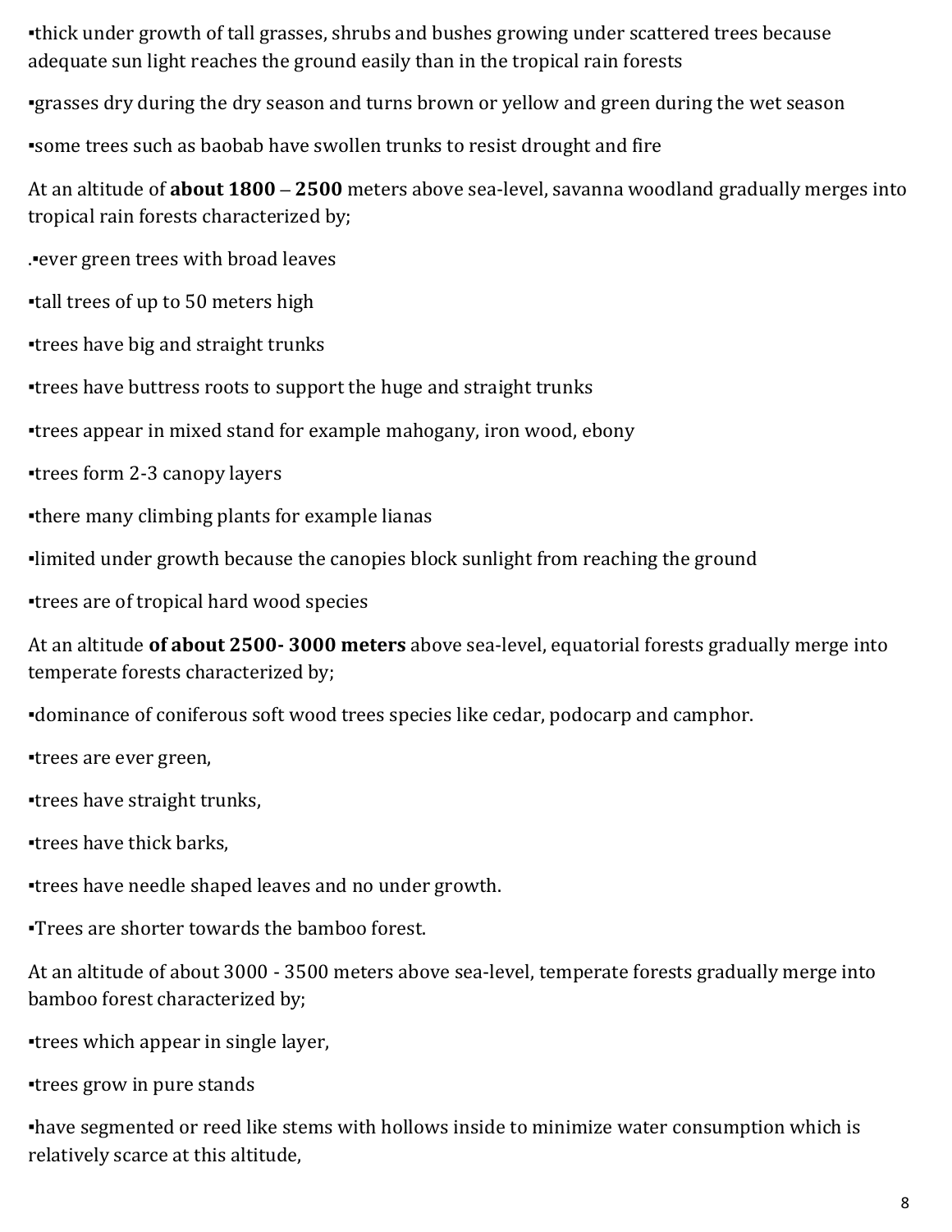▪thick under growth of tall grasses, shrubs and bushes growing under scattered trees because adequate sun light reaches the ground easily than in the tropical rain forests

▪grasses dry during the dry season and turns brown or yellow and green during the wet season

▪some trees such as baobab have swollen trunks to resist drought and fire

At an altitude of **about 1800** – **2500** meters above sea-level, savanna woodland gradually merges into tropical rain forests characterized by;

.▪ever green trees with broad leaves

▪tall trees of up to 50 meters high

▪trees have big and straight trunks

▪trees have buttress roots to support the huge and straight trunks

▪trees appear in mixed stand for example mahogany, iron wood, ebony

▪trees form 2-3 canopy layers

▪there many climbing plants for example lianas

▪limited under growth because the canopies block sunlight from reaching the ground

▪trees are of tropical hard wood species

At an altitude **of about 2500- 3000 meters** above sea-level, equatorial forests gradually merge into temperate forests characterized by;

▪dominance of coniferous soft wood trees species like cedar, podocarp and camphor.

▪trees are ever green,

▪trees have straight trunks,

▪trees have thick barks,

▪trees have needle shaped leaves and no under growth.

▪Trees are shorter towards the bamboo forest.

At an altitude of about 3000 - 3500 meters above sea-level, temperate forests gradually merge into bamboo forest characterized by;

▪trees which appear in single layer,

▪trees grow in pure stands

▪have segmented or reed like stems with hollows inside to minimize water consumption which is relatively scarce at this altitude,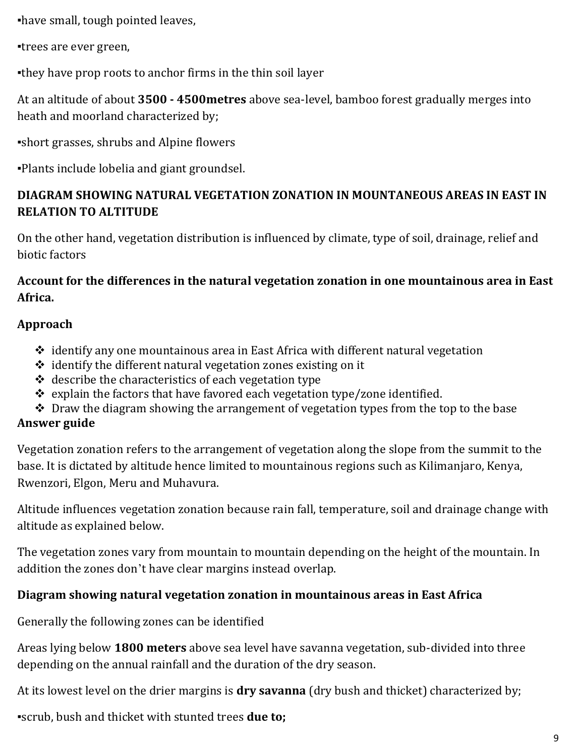▪have small, tough pointed leaves,

▪trees are ever green,

▪they have prop roots to anchor firms in the thin soil layer

At an altitude of about **3500 - 4500metres** above sea-level, bamboo forest gradually merges into heath and moorland characterized by;

▪short grasses, shrubs and Alpine flowers

▪Plants include lobelia and giant groundsel.

**DIAGRAM SHOWING NATURAL VEGETATION ZONATION IN MOUNTANEOUS AREAS IN EAST IN RELATION TO ALTITUDE**

On the other hand, vegetation distribution is influenced by climate, type of soil, drainage, relief and biotic factors

**Account for the differences in the natural vegetation zonation in one mountainous area in East Africa.**

**Approach**

- ❖ identify any one mountainous area in East Africa with different natural vegetation
- ❖ identify the different natural vegetation zones existing on it
- ❖ describe the characteristics of each vegetation type
- ❖ explain the factors that have favored each vegetation type/zone identified.
- ❖ Draw the diagram showing the arrangement of vegetation types from the top to the base

**Answer guide**

Vegetation zonation refers to the arrangement of vegetation along the slope from the summit to the base. It is dictated by altitude hence limited to mountainous regions such as Kilimanjaro, Kenya, Rwenzori, Elgon, Meru and Muhavura.

Altitude influences vegetation zonation because rain fall, temperature, soil and drainage change with altitude as explained below.

The vegetation zones vary from mountain to mountain depending on the height of the mountain. In addition the zones don't have clear margins instead overlap.

**Diagram showing natural vegetation zonation in mountainous areas in East Africa**

Generally the following zones can be identified

Areas lying below **1800 meters** above sea level have savanna vegetation, sub-divided into three depending on the annual rainfall and the duration of the dry season.

At its lowest level on the drier margins is **dry savanna** (dry bush and thicket) characterized by;

▪scrub, bush and thicket with stunted trees **due to;**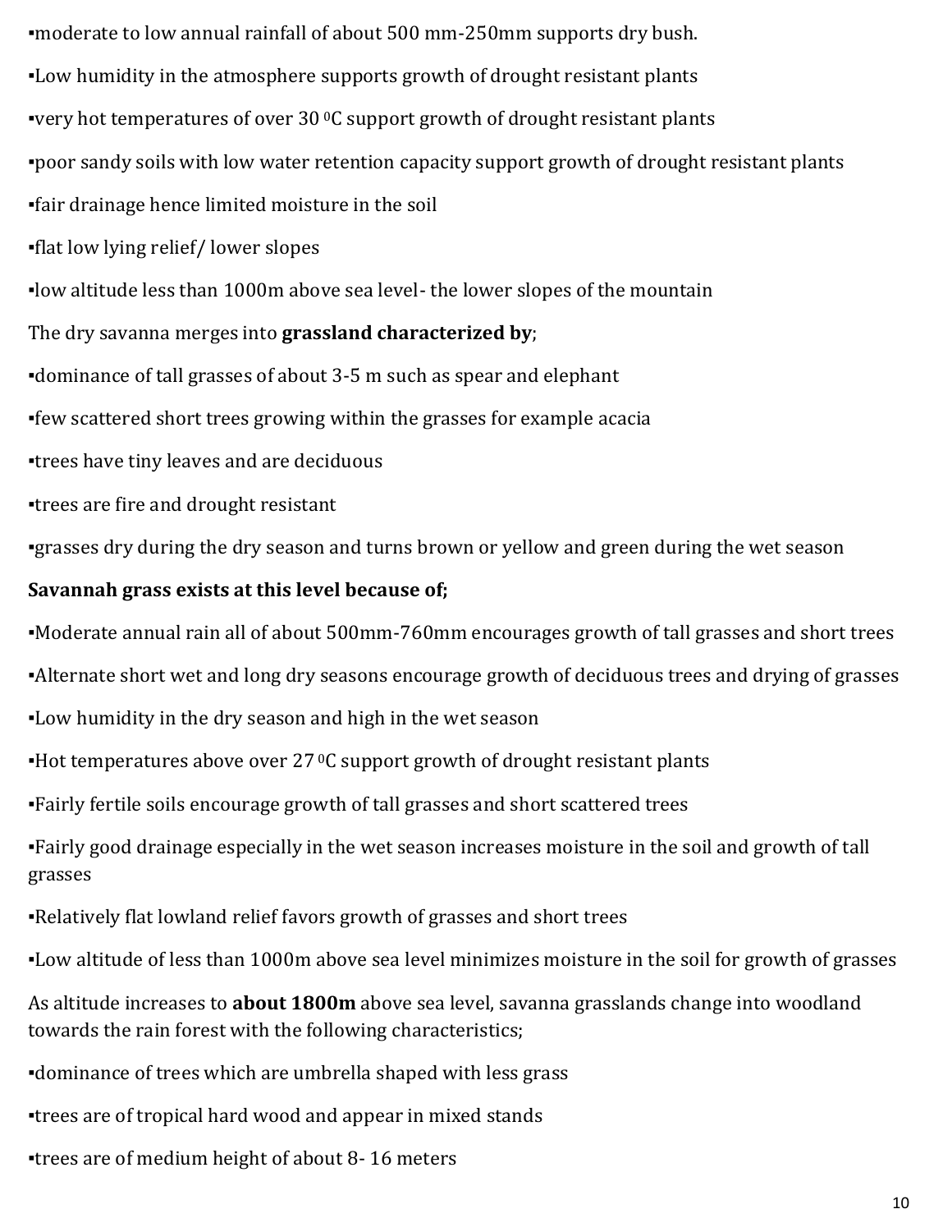▪moderate to low annual rainfall of about 500 mm-250mm supports dry bush.

▪Low humidity in the atmosphere supports growth of drought resistant plants

▪very hot temperatures of over 30 $^0$C support growth of drought resistant plants

▪poor sandy soils with low water retention capacity support growth of drought resistant plants

▪fair drainage hence limited moisture in the soil

▪flat low lying relief/ lower slopes

▪low altitude less than 1000m above sea level- the lower slopes of the mountain

The dry savanna merges into **grassland characterized by**;

▪dominance of tall grasses of about 3-5 m such as spear and elephant

▪few scattered short trees growing within the grasses for example acacia

▪trees have tiny leaves and are deciduous

▪trees are fire and drought resistant

▪grasses dry during the dry season and turns brown or yellow and green during the wet season

**Savannah grass exists at this level because of;**

▪Moderate annual rain all of about 500mm-760mm encourages growth of tall grasses and short trees

▪Alternate short wet and long dry seasons encourage growth of deciduous trees and drying of grasses

▪Low humidity in the dry season and high in the wet season

▪Hot temperatures above over 27 $^0$C support growth of drought resistant plants

▪Fairly fertile soils encourage growth of tall grasses and short scattered trees

▪Fairly good drainage especially in the wet season increases moisture in the soil and growth of tall grasses

▪Relatively flat lowland relief favors growth of grasses and short trees

▪Low altitude of less than 1000m above sea level minimizes moisture in the soil for growth of grasses

As altitude increases to **about 1800m** above sea level, savanna grasslands change into woodland towards the rain forest with the following characteristics;

▪dominance of trees which are umbrella shaped with less grass

▪trees are of tropical hard wood and appear in mixed stands

▪trees are of medium height of about 8- 16 meters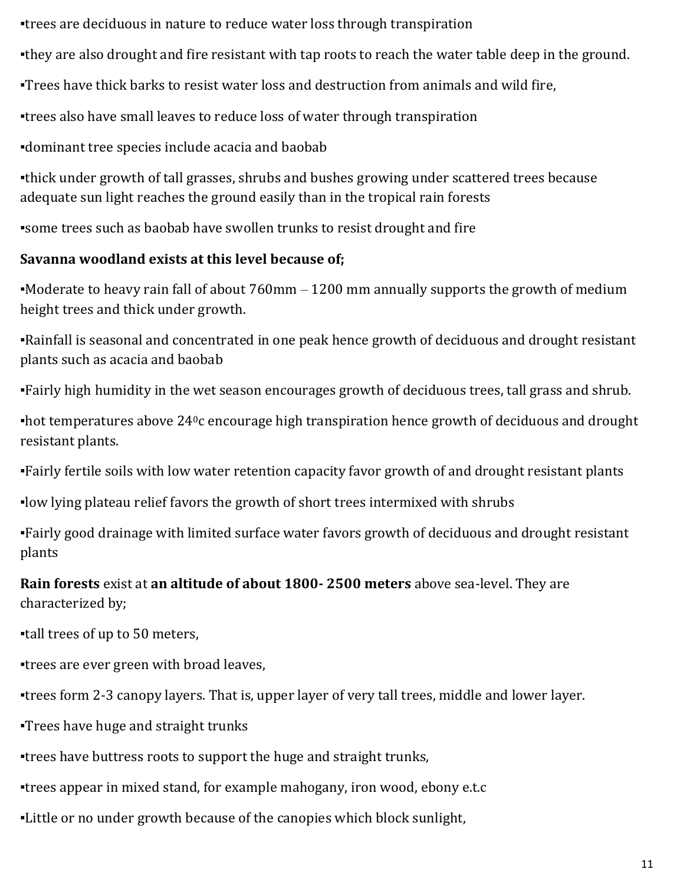▪trees are deciduous in nature to reduce water loss through transpiration

▪they are also drought and fire resistant with tap roots to reach the water table deep in the ground.

▪Trees have thick barks to resist water loss and destruction from animals and wild fire,

▪trees also have small leaves to reduce loss of water through transpiration

▪dominant tree species include acacia and baobab

▪thick under growth of tall grasses, shrubs and bushes growing under scattered trees because adequate sun light reaches the ground easily than in the tropical rain forests

▪some trees such as baobab have swollen trunks to resist drought and fire

**Savanna woodland exists at this level because of;**

▪Moderate to heavy rain fall of about 760mm – 1200 mm annually supports the growth of medium height trees and thick under growth.

▪Rainfall is seasonal and concentrated in one peak hence growth of deciduous and drought resistant plants such as acacia and baobab

▪Fairly high humidity in the wet season encourages growth of deciduous trees, tall grass and shrub.

▪hot temperatures above $24^0$c encourage high transpiration hence growth of deciduous and drought resistant plants.

▪Fairly fertile soils with low water retention capacity favor growth of and drought resistant plants

▪low lying plateau relief favors the growth of short trees intermixed with shrubs

▪Fairly good drainage with limited surface water favors growth of deciduous and drought resistant plants

**Rain forests** exist at **an altitude of about 1800- 2500 meters** above sea-level. They are characterized by;

▪tall trees of up to 50 meters,

▪trees are ever green with broad leaves,

▪trees form 2-3 canopy layers. That is, upper layer of very tall trees, middle and lower layer.

▪Trees have huge and straight trunks

▪trees have buttress roots to support the huge and straight trunks,

▪trees appear in mixed stand, for example mahogany, iron wood, ebony e.t.c

▪Little or no under growth because of the canopies which block sunlight,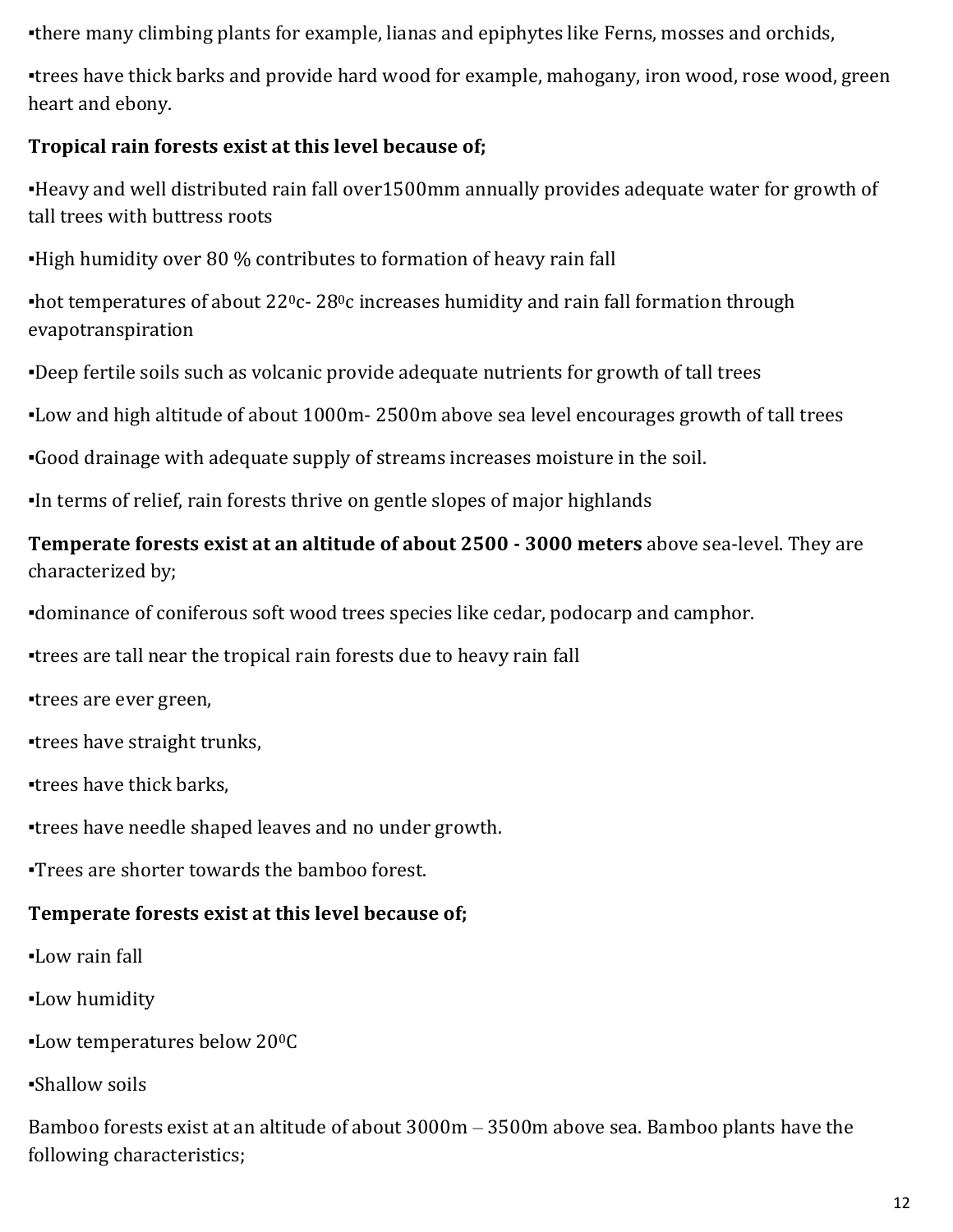▪there many climbing plants for example, lianas and epiphytes like Ferns, mosses and orchids,

▪trees have thick barks and provide hard wood for example, mahogany, iron wood, rose wood, green heart and ebony.

**Tropical rain forests exist at this level because of;**

▪Heavy and well distributed rain fall over1500mm annually provides adequate water for growth of tall trees with buttress roots

▪High humidity over 80 % contributes to formation of heavy rain fall

▪hot temperatures of about 22$^0$c- 28$^0$c increases humidity and rain fall formation through evapotranspiration

▪Deep fertile soils such as volcanic provide adequate nutrients for growth of tall trees

▪Low and high altitude of about 1000m- 2500m above sea level encourages growth of tall trees

▪Good drainage with adequate supply of streams increases moisture in the soil.

▪In terms of relief, rain forests thrive on gentle slopes of major highlands

**Temperate forests exist at an altitude of about 2500 - 3000 meters** above sea-level. They are characterized by;

▪dominance of coniferous soft wood trees species like cedar, podocarp and camphor.

▪trees are tall near the tropical rain forests due to heavy rain fall

▪trees are ever green,

▪trees have straight trunks,

▪trees have thick barks,

▪trees have needle shaped leaves and no under growth.

▪Trees are shorter towards the bamboo forest.

**Temperate forests exist at this level because of;**

▪Low rain fall

▪Low humidity

▪Low temperatures below 20$^0$C

▪Shallow soils

Bamboo forests exist at an altitude of about 3000m – 3500m above sea. Bamboo plants have the following characteristics;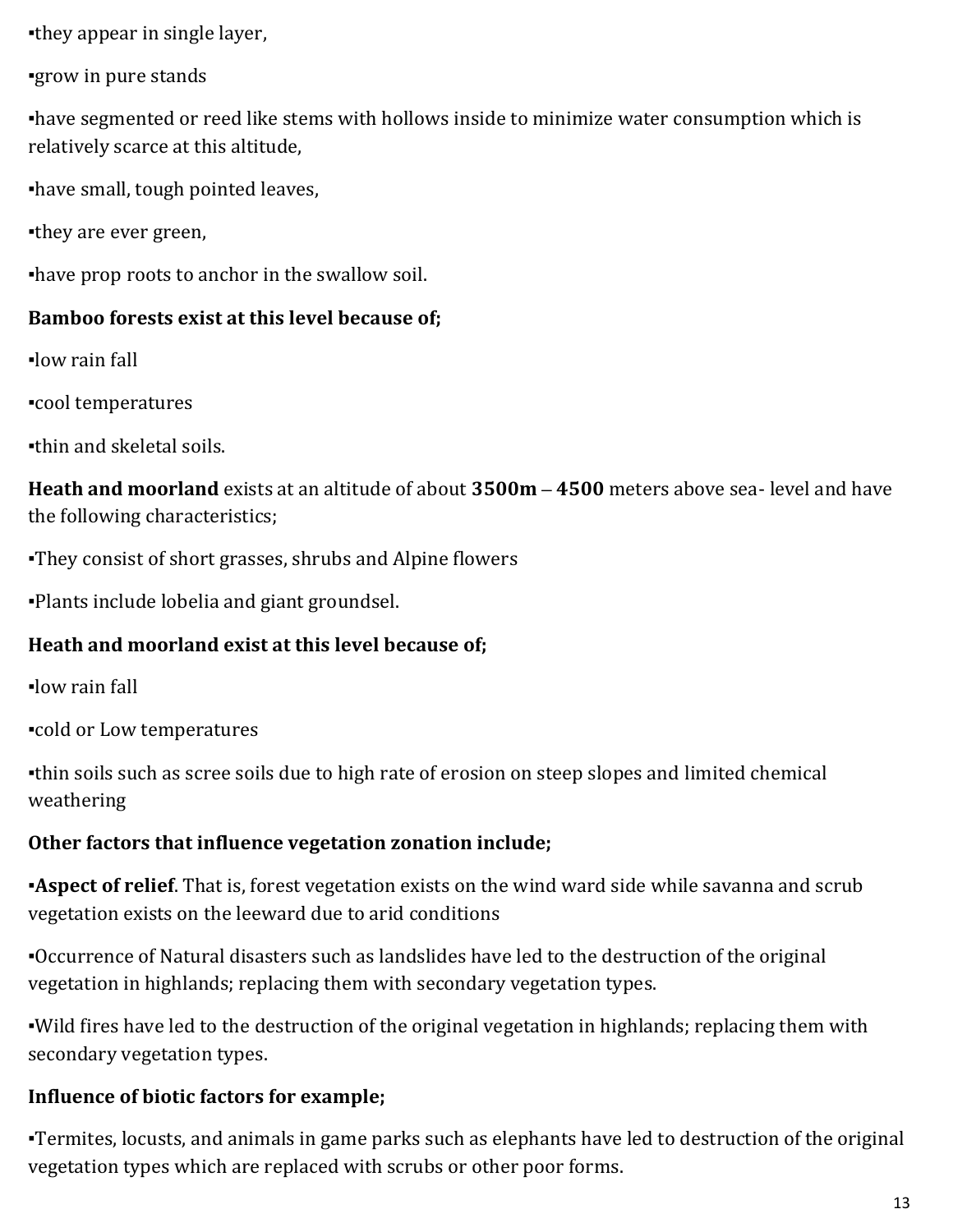▪they appear in single layer,

▪grow in pure stands

▪have segmented or reed like stems with hollows inside to minimize water consumption which is relatively scarce at this altitude,

▪have small, tough pointed leaves,

▪they are ever green,

▪have prop roots to anchor in the swallow soil.

**Bamboo forests exist at this level because of;**

▪low rain fall

▪cool temperatures

▪thin and skeletal soils.

**Heath and moorland** exists at an altitude of about **3500m** – **4500** meters above sea- level and have the following characteristics;

▪They consist of short grasses, shrubs and Alpine flowers

▪Plants include lobelia and giant groundsel.

**Heath and moorland exist at this level because of;**

▪low rain fall

▪cold or Low temperatures

▪thin soils such as scree soils due to high rate of erosion on steep slopes and limited chemical weathering

**Other factors that influence vegetation zonation include;**

▪**Aspect of relief**. That is, forest vegetation exists on the wind ward side while savanna and scrub vegetation exists on the leeward due to arid conditions

▪Occurrence of Natural disasters such as landslides have led to the destruction of the original vegetation in highlands; replacing them with secondary vegetation types.

▪Wild fires have led to the destruction of the original vegetation in highlands; replacing them with secondary vegetation types.

**Influence of biotic factors for example;**

▪Termites, locusts, and animals in game parks such as elephants have led to destruction of the original vegetation types which are replaced with scrubs or other poor forms.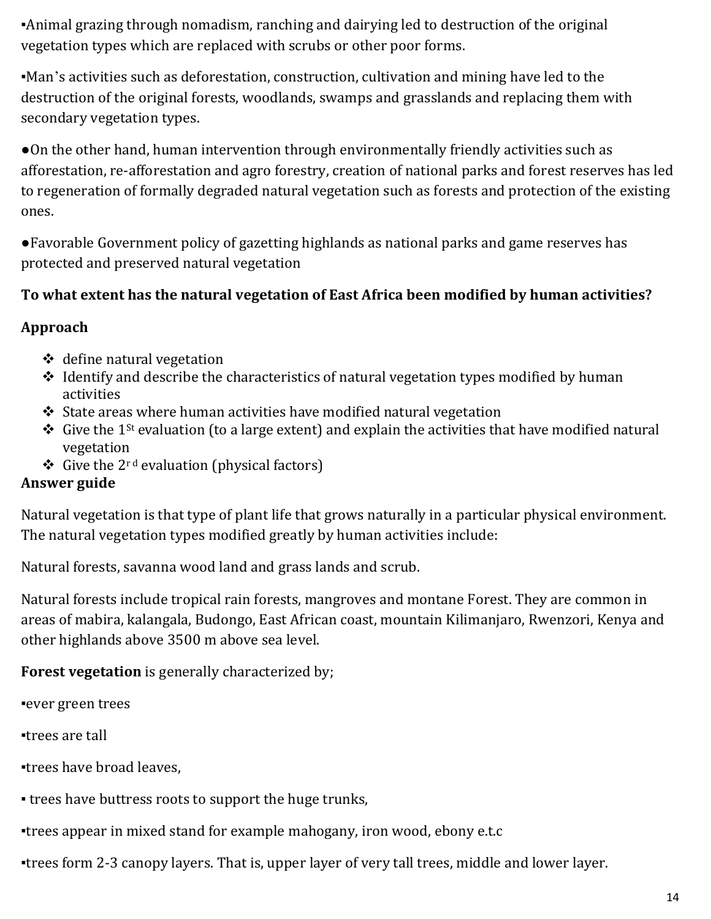▪Animal grazing through nomadism, ranching and dairying led to destruction of the original vegetation types which are replaced with scrubs or other poor forms.

▪Man's activities such as deforestation, construction, cultivation and mining have led to the destruction of the original forests, woodlands, swamps and grasslands and replacing them with secondary vegetation types.

●On the other hand, human intervention through environmentally friendly activities such as afforestation, re-afforestation and agro forestry, creation of national parks and forest reserves has led to regeneration of formally degraded natural vegetation such as forests and protection of the existing ones.

●Favorable Government policy of gazetting highlands as national parks and game reserves has protected and preserved natural vegetation

**To what extent has the natural vegetation of East Africa been modified by human activities?**

**Approach**

- ❖ define natural vegetation
- ❖ Identify and describe the characteristics of natural vegetation types modified by human activities
- ❖ State areas where human activities have modified natural vegetation
- ❖ Give the 1st evaluation (to a large extent) and explain the activities that have modified natural vegetation
- ❖ Give the 2rd evaluation (physical factors)

**Answer guide**

Natural vegetation is that type of plant life that grows naturally in a particular physical environment. The natural vegetation types modified greatly by human activities include:

Natural forests, savanna wood land and grass lands and scrub.

Natural forests include tropical rain forests, mangroves and montane Forest. They are common in areas of mabira, kalangala, Budongo, East African coast, mountain Kilimanjaro, Rwenzori, Kenya and other highlands above 3500 m above sea level.

**Forest vegetation** is generally characterized by;

▪ever green trees

▪trees are tall

▪trees have broad leaves,

▪ trees have buttress roots to support the huge trunks,

▪trees appear in mixed stand for example mahogany, iron wood, ebony e.t.c

▪trees form 2-3 canopy layers. That is, upper layer of very tall trees, middle and lower layer.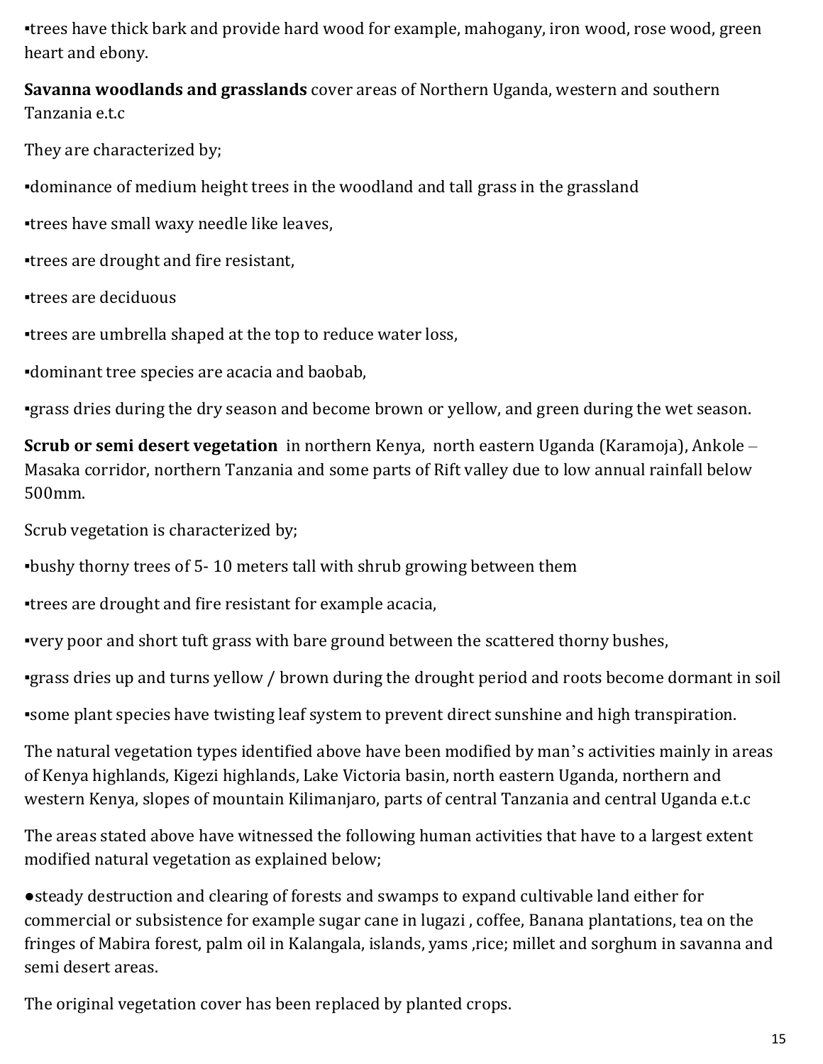▪trees have thick bark and provide hard wood for example, mahogany, iron wood, rose wood, green heart and ebony.

**Savanna woodlands and grasslands** cover areas of Northern Uganda, western and southern Tanzania e.t.c

They are characterized by;

▪dominance of medium height trees in the woodland and tall grass in the grassland

▪trees have small waxy needle like leaves,

▪trees are drought and fire resistant,

▪trees are deciduous

▪trees are umbrella shaped at the top to reduce water loss,

▪dominant tree species are acacia and baobab,

▪grass dries during the dry season and become brown or yellow, and green during the wet season.

**Scrub or semi desert vegetation** in northern Kenya, north eastern Uganda (Karamoja), Ankole – Masaka corridor, northern Tanzania and some parts of Rift valley due to low annual rainfall below 500mm.

Scrub vegetation is characterized by;

▪bushy thorny trees of 5- 10 meters tall with shrub growing between them

▪trees are drought and fire resistant for example acacia,

▪very poor and short tuft grass with bare ground between the scattered thorny bushes,

▪grass dries up and turns yellow / brown during the drought period and roots become dormant in soil

▪some plant species have twisting leaf system to prevent direct sunshine and high transpiration.

The natural vegetation types identified above have been modified by man's activities mainly in areas of Kenya highlands, Kigezi highlands, Lake Victoria basin, north eastern Uganda, northern and western Kenya, slopes of mountain Kilimanjaro, parts of central Tanzania and central Uganda e.t.c

The areas stated above have witnessed the following human activities that have to a largest extent modified natural vegetation as explained below;

●steady destruction and clearing of forests and swamps to expand cultivable land either for commercial or subsistence for example sugar cane in lugazi , coffee, Banana plantations, tea on the fringes of Mabira forest, palm oil in Kalangala, islands, yams ,rice; millet and sorghum in savanna and semi desert areas.

The original vegetation cover has been replaced by planted crops.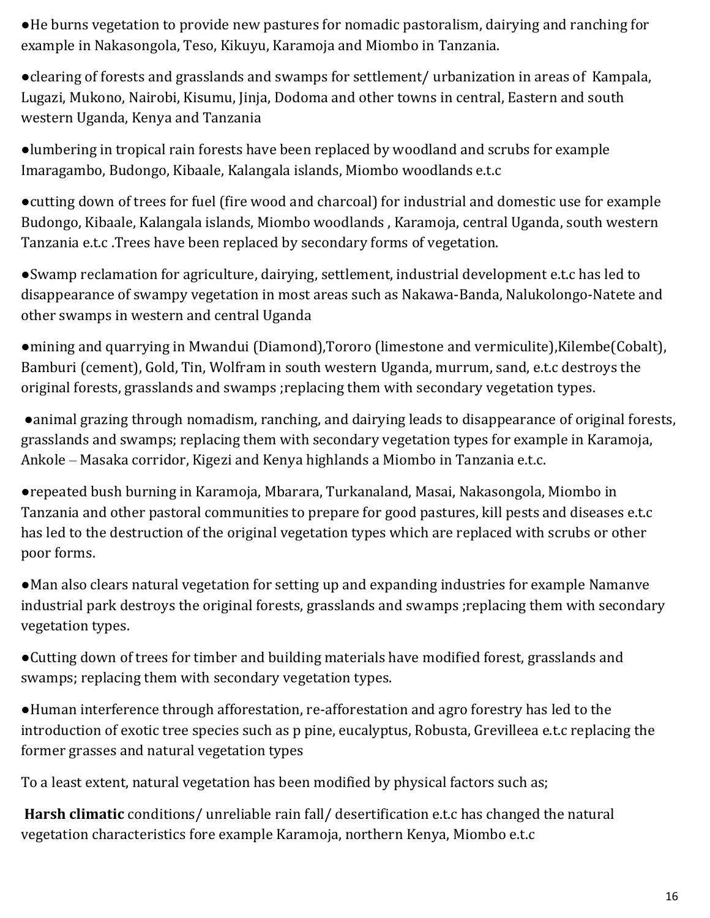●He burns vegetation to provide new pastures for nomadic pastoralism, dairying and ranching for example in Nakasongola, Teso, Kikuyu, Karamoja and Miombo in Tanzania.

●clearing of forests and grasslands and swamps for settlement/ urbanization in areas of Kampala, Lugazi, Mukono, Nairobi, Kisumu, Jinja, Dodoma and other towns in central, Eastern and south western Uganda, Kenya and Tanzania

●lumbering in tropical rain forests have been replaced by woodland and scrubs for example Imaragambo, Budongo, Kibaale, Kalangala islands, Miombo woodlands e.t.c

●cutting down of trees for fuel (fire wood and charcoal) for industrial and domestic use for example Budongo, Kibaale, Kalangala islands, Miombo woodlands , Karamoja, central Uganda, south western Tanzania e.t.c .Trees have been replaced by secondary forms of vegetation.

●Swamp reclamation for agriculture, dairying, settlement, industrial development e.t.c has led to disappearance of swampy vegetation in most areas such as Nakawa-Banda, Nalukolongo-Natete and other swamps in western and central Uganda

●mining and quarrying in Mwandui (Diamond),Tororo (limestone and vermiculite),Kilembe(Cobalt), Bamburi (cement), Gold, Tin, Wolfram in south western Uganda, murrum, sand, e.t.c destroys the original forests, grasslands and swamps ;replacing them with secondary vegetation types.

●animal grazing through nomadism, ranching, and dairying leads to disappearance of original forests, grasslands and swamps; replacing them with secondary vegetation types for example in Karamoja, Ankole – Masaka corridor, Kigezi and Kenya highlands a Miombo in Tanzania e.t.c.

●repeated bush burning in Karamoja, Mbarara, Turkanaland, Masai, Nakasongola, Miombo in Tanzania and other pastoral communities to prepare for good pastures, kill pests and diseases e.t.c has led to the destruction of the original vegetation types which are replaced with scrubs or other poor forms.

●Man also clears natural vegetation for setting up and expanding industries for example Namanve industrial park destroys the original forests, grasslands and swamps ;replacing them with secondary vegetation types.

●Cutting down of trees for timber and building materials have modified forest, grasslands and swamps; replacing them with secondary vegetation types.

●Human interference through afforestation, re-afforestation and agro forestry has led to the introduction of exotic tree species such as p pine, eucalyptus, Robusta, Grevilleea e.t.c replacing the former grasses and natural vegetation types

To a least extent, natural vegetation has been modified by physical factors such as;

**Harsh climatic** conditions/ unreliable rain fall/ desertification e.t.c has changed the natural vegetation characteristics fore example Karamoja, northern Kenya, Miombo e.t.c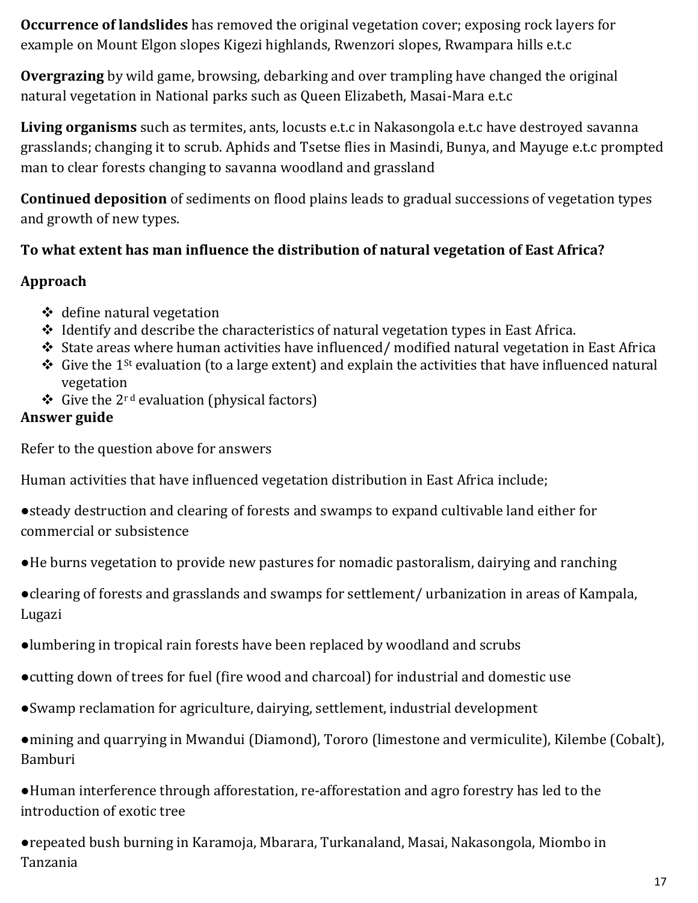**Occurrence of landslides** has removed the original vegetation cover; exposing rock layers for example on Mount Elgon slopes Kigezi highlands, Rwenzori slopes, Rwampara hills e.t.c

**Overgrazing** by wild game, browsing, debarking and over trampling have changed the original natural vegetation in National parks such as Queen Elizabeth, Masai-Mara e.t.c

**Living organisms** such as termites, ants, locusts e.t.c in Nakasongola e.t.c have destroyed savanna grasslands; changing it to scrub. Aphids and Tsetse flies in Masindi, Bunya, and Mayuge e.t.c prompted man to clear forests changing to savanna woodland and grassland

**Continued deposition** of sediments on flood plains leads to gradual successions of vegetation types and growth of new types.

**To what extent has man influence the distribution of natural vegetation of East Africa?**

**Approach**

- ❖ define natural vegetation
- ❖ Identify and describe the characteristics of natural vegetation types in East Africa.
- ❖ State areas where human activities have influenced/ modified natural vegetation in East Africa
- ❖ Give the 1st evaluation (to a large extent) and explain the activities that have influenced natural vegetation
- ❖ Give the 2rd evaluation (physical factors)

**Answer guide**

Refer to the question above for answers

Human activities that have influenced vegetation distribution in East Africa include;

●steady destruction and clearing of forests and swamps to expand cultivable land either for commercial or subsistence

●He burns vegetation to provide new pastures for nomadic pastoralism, dairying and ranching

●clearing of forests and grasslands and swamps for settlement/ urbanization in areas of Kampala, Lugazi

●lumbering in tropical rain forests have been replaced by woodland and scrubs

●cutting down of trees for fuel (fire wood and charcoal) for industrial and domestic use

●Swamp reclamation for agriculture, dairying, settlement, industrial development

●mining and quarrying in Mwandui (Diamond), Tororo (limestone and vermiculite), Kilembe (Cobalt), Bamburi

●Human interference through afforestation, re-afforestation and agro forestry has led to the introduction of exotic tree

●repeated bush burning in Karamoja, Mbarara, Turkanaland, Masai, Nakasongola, Miombo in Tanzania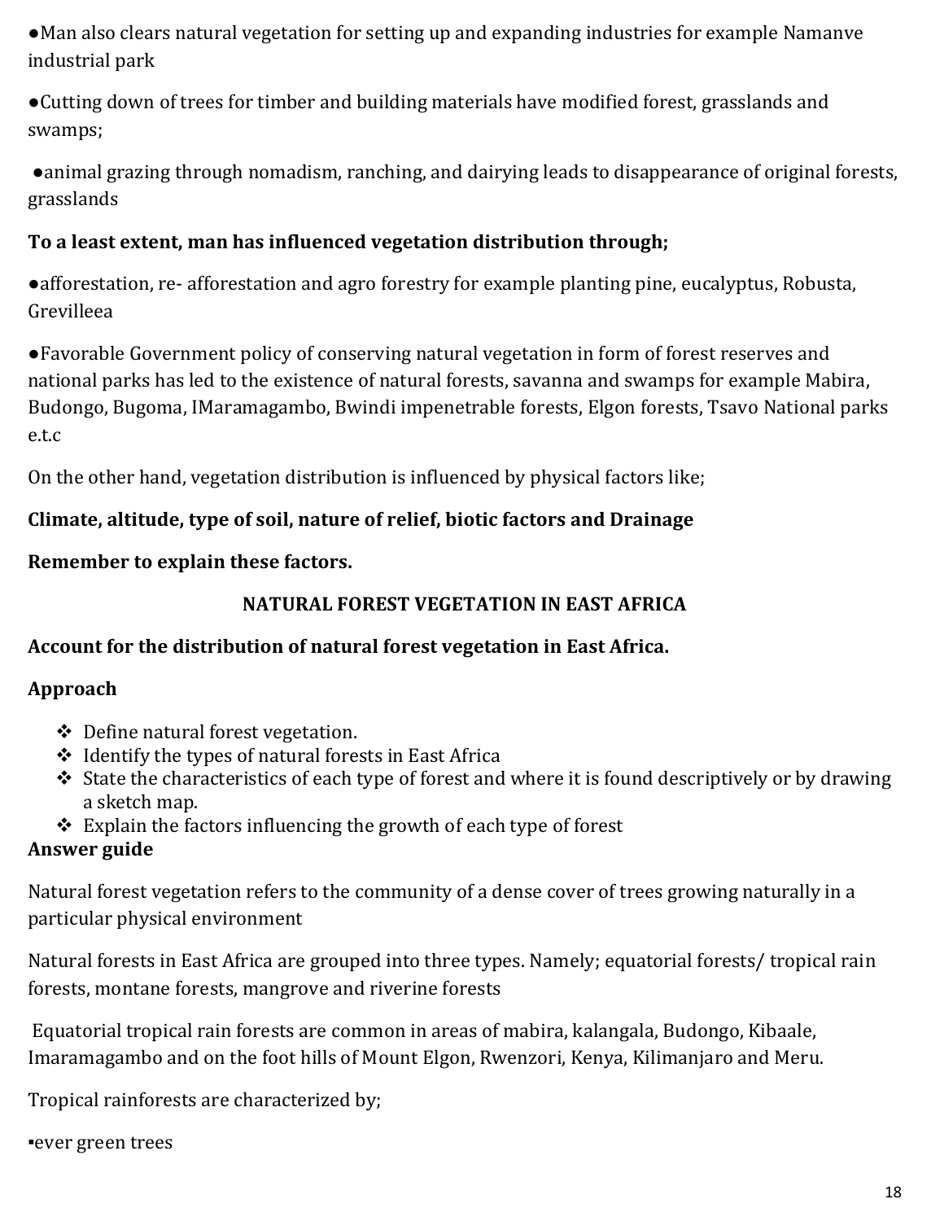●Man also clears natural vegetation for setting up and expanding industries for example Namanve industrial park

●Cutting down of trees for timber and building materials have modified forest, grasslands and swamps;

●animal grazing through nomadism, ranching, and dairying leads to disappearance of original forests, grasslands

**To a least extent, man has influenced vegetation distribution through;**

●afforestation, re- afforestation and agro forestry for example planting pine, eucalyptus, Robusta, Grevilleea

●Favorable Government policy of conserving natural vegetation in form of forest reserves and national parks has led to the existence of natural forests, savanna and swamps for example Mabira, Budongo, Bugoma, IMaramagambo, Bwindi impenetrable forests, Elgon forests, Tsavo National parks e.t.c

On the other hand, vegetation distribution is influenced by physical factors like;

**Climate, altitude, type of soil, nature of relief, biotic factors and Drainage**

**Remember to explain these factors.**

## NATURAL FOREST VEGETATION IN EAST AFRICA

**Account for the distribution of natural forest vegetation in East Africa.**

**Approach**

- Define natural forest vegetation.
- Identify the types of natural forests in East Africa
- State the characteristics of each type of forest and where it is found descriptively or by drawing a sketch map.
- Explain the factors influencing the growth of each type of forest

**Answer guide**

Natural forest vegetation refers to the community of a dense cover of trees growing naturally in a particular physical environment

Natural forests in East Africa are grouped into three types. Namely; equatorial forests/ tropical rain forests, montane forests, mangrove and riverine forests

Equatorial tropical rain forests are common in areas of mabira, kalangala, Budongo, Kibaale, Imaramagambo and on the foot hills of Mount Elgon, Rwenzori, Kenya, Kilimanjaro and Meru.

Tropical rainforests are characterized by;

▪ever green trees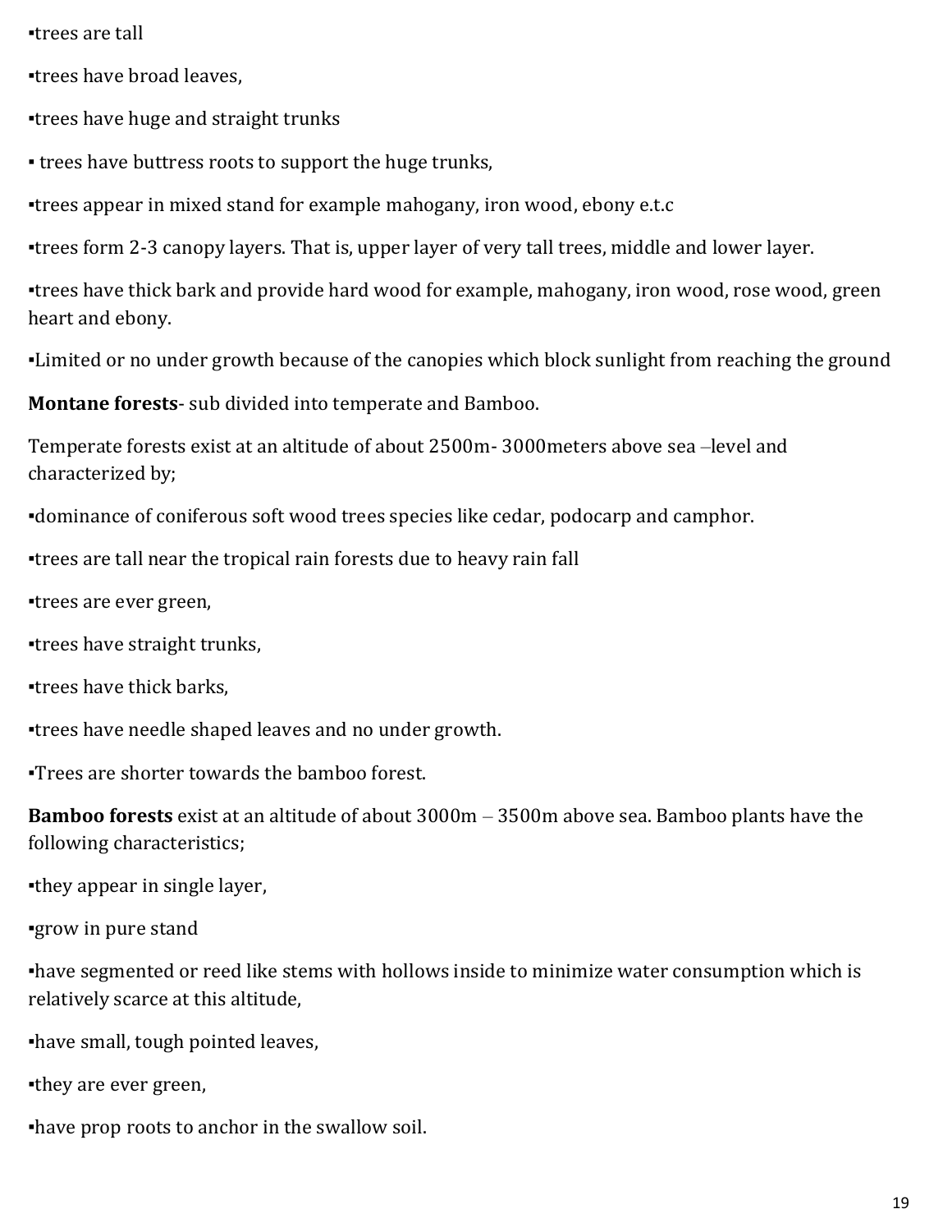▪trees are tall

▪trees have broad leaves,

▪trees have huge and straight trunks

▪ trees have buttress roots to support the huge trunks,

▪trees appear in mixed stand for example mahogany, iron wood, ebony e.t.c

▪trees form 2-3 canopy layers. That is, upper layer of very tall trees, middle and lower layer.

▪trees have thick bark and provide hard wood for example, mahogany, iron wood, rose wood, green heart and ebony.

▪Limited or no under growth because of the canopies which block sunlight from reaching the ground

**Montane forests**- sub divided into temperate and Bamboo.

Temperate forests exist at an altitude of about 2500m- 3000meters above sea –level and characterized by;

▪dominance of coniferous soft wood trees species like cedar, podocarp and camphor.

▪trees are tall near the tropical rain forests due to heavy rain fall

▪trees are ever green,

▪trees have straight trunks,

▪trees have thick barks,

▪trees have needle shaped leaves and no under growth.

▪Trees are shorter towards the bamboo forest.

**Bamboo forests** exist at an altitude of about 3000m – 3500m above sea. Bamboo plants have the following characteristics;

▪they appear in single layer,

▪grow in pure stand

▪have segmented or reed like stems with hollows inside to minimize water consumption which is relatively scarce at this altitude,

▪have small, tough pointed leaves,

▪they are ever green,

▪have prop roots to anchor in the swallow soil.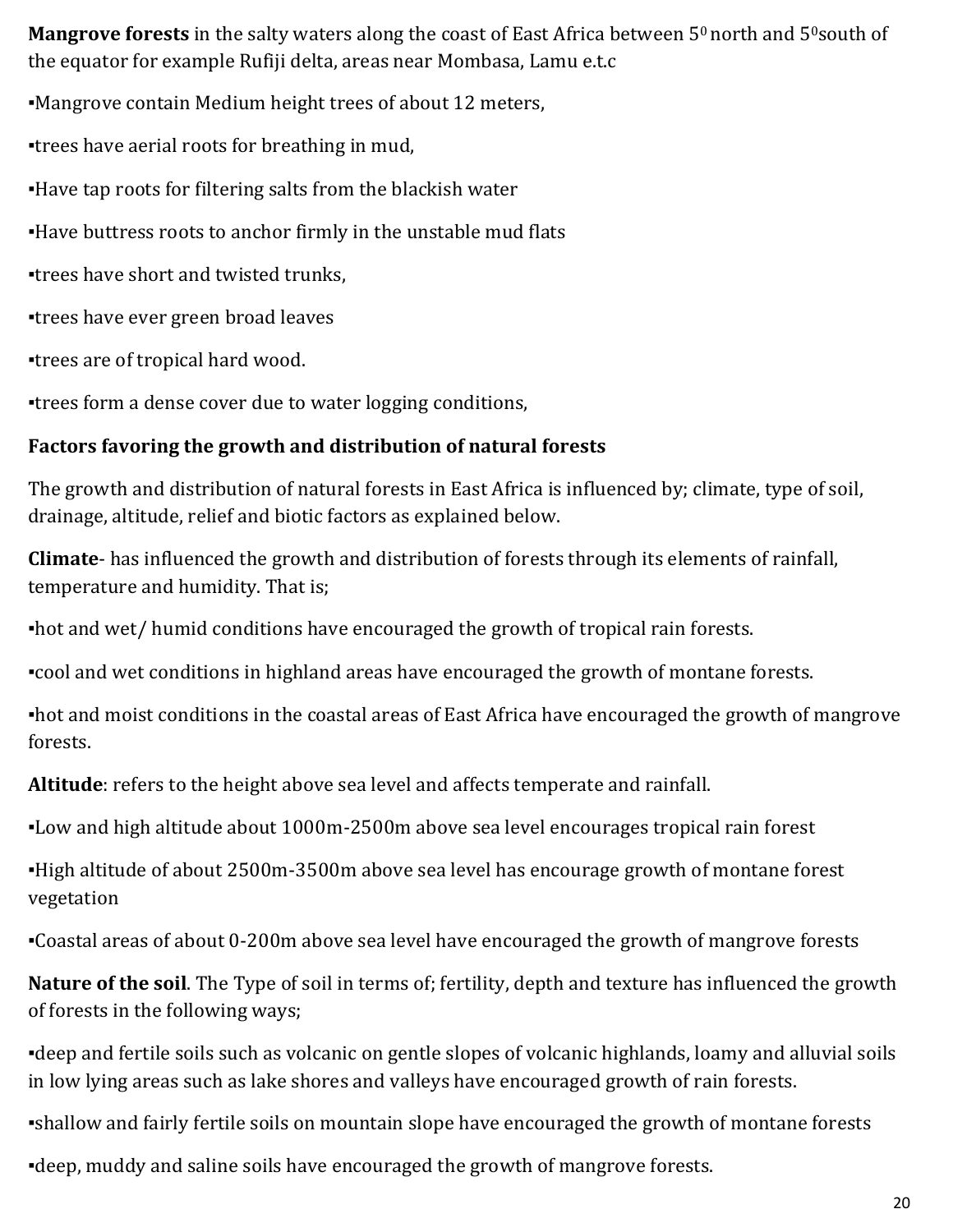**Mangrove forests** in the salty waters along the coast of East Africa between $5^0$ north and $5^0$south of the equator for example Rufiji delta, areas near Mombasa, Lamu e.t.c

▪Mangrove contain Medium height trees of about 12 meters,

▪trees have aerial roots for breathing in mud,

▪Have tap roots for filtering salts from the blackish water

▪Have buttress roots to anchor firmly in the unstable mud flats

▪trees have short and twisted trunks,

▪trees have ever green broad leaves

▪trees are of tropical hard wood.

▪trees form a dense cover due to water logging conditions,

**Factors favoring the growth and distribution of natural forests**

The growth and distribution of natural forests in East Africa is influenced by; climate, type of soil, drainage, altitude, relief and biotic factors as explained below.

**Climate**- has influenced the growth and distribution of forests through its elements of rainfall, temperature and humidity. That is;

▪hot and wet/ humid conditions have encouraged the growth of tropical rain forests.

▪cool and wet conditions in highland areas have encouraged the growth of montane forests.

▪hot and moist conditions in the coastal areas of East Africa have encouraged the growth of mangrove forests.

**Altitude**: refers to the height above sea level and affects temperate and rainfall.

▪Low and high altitude about 1000m-2500m above sea level encourages tropical rain forest

▪High altitude of about 2500m-3500m above sea level has encourage growth of montane forest vegetation

▪Coastal areas of about 0-200m above sea level have encouraged the growth of mangrove forests

**Nature of the soil**. The Type of soil in terms of; fertility, depth and texture has influenced the growth of forests in the following ways;

▪deep and fertile soils such as volcanic on gentle slopes of volcanic highlands, loamy and alluvial soils in low lying areas such as lake shores and valleys have encouraged growth of rain forests.

▪shallow and fairly fertile soils on mountain slope have encouraged the growth of montane forests

▪deep, muddy and saline soils have encouraged the growth of mangrove forests.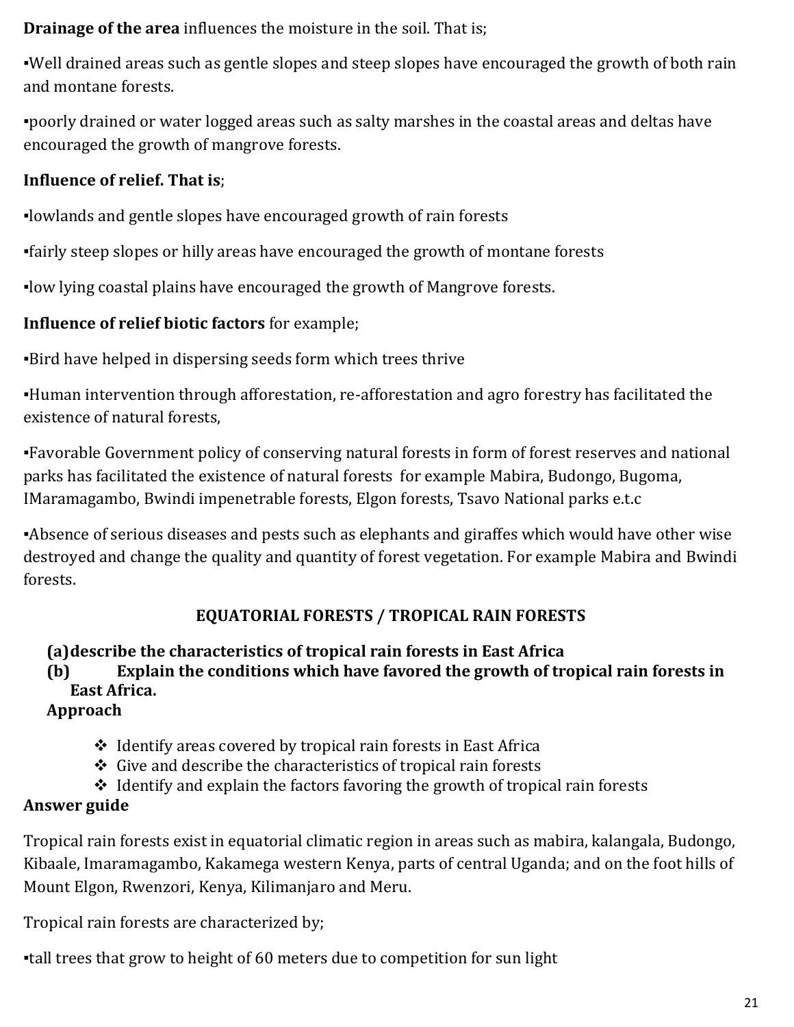**Drainage of the area** influences the moisture in the soil. That is;

▪Well drained areas such as gentle slopes and steep slopes have encouraged the growth of both rain and montane forests.

▪poorly drained or water logged areas such as salty marshes in the coastal areas and deltas have encouraged the growth of mangrove forests.

**Influence of relief. That is**;

▪lowlands and gentle slopes have encouraged growth of rain forests

▪fairly steep slopes or hilly areas have encouraged the growth of montane forests

▪low lying coastal plains have encouraged the growth of Mangrove forests.

**Influence of relief biotic factors** for example;

▪Bird have helped in dispersing seeds form which trees thrive

▪Human intervention through afforestation, re-afforestation and agro forestry has facilitated the existence of natural forests,

▪Favorable Government policy of conserving natural forests in form of forest reserves and national parks has facilitated the existence of natural forests for example Mabira, Budongo, Bugoma, IMaramagambo, Bwindi impenetrable forests, Elgon forests, Tsavo National parks e.t.c

▪Absence of serious diseases and pests such as elephants and giraffes which would have other wise destroyed and change the quality and quantity of forest vegetation. For example Mabira and Bwindi forests.

## EQUATORIAL FORESTS / TROPICAL RAIN FORESTS

**(a) describe the characteristics of tropical rain forests in East Africa**

**(b) Explain the conditions which have favored the growth of tropical rain forests in East Africa.**

**Approach**

- Identify areas covered by tropical rain forests in East Africa
- Give and describe the characteristics of tropical rain forests
- Identify and explain the factors favoring the growth of tropical rain forests

**Answer guide**

Tropical rain forests exist in equatorial climatic region in areas such as mabira, kalangala, Budongo, Kibaale, Imaramagambo, Kakamega western Kenya, parts of central Uganda; and on the foot hills of Mount Elgon, Rwenzori, Kenya, Kilimanjaro and Meru.

Tropical rain forests are characterized by;

▪tall trees that grow to height of 60 meters due to competition for sun light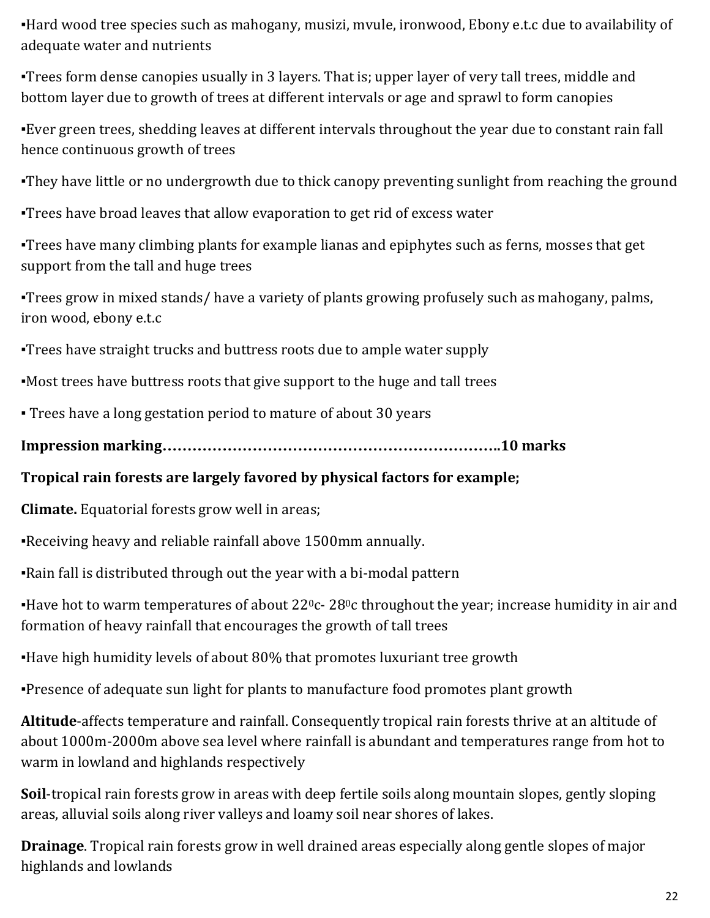▪Hard wood tree species such as mahogany, musizi, mvule, ironwood, Ebony e.t.c due to availability of adequate water and nutrients

▪Trees form dense canopies usually in 3 layers. That is; upper layer of very tall trees, middle and bottom layer due to growth of trees at different intervals or age and sprawl to form canopies

▪Ever green trees, shedding leaves at different intervals throughout the year due to constant rain fall hence continuous growth of trees

▪They have little or no undergrowth due to thick canopy preventing sunlight from reaching the ground

▪Trees have broad leaves that allow evaporation to get rid of excess water

▪Trees have many climbing plants for example lianas and epiphytes such as ferns, mosses that get support from the tall and huge trees

▪Trees grow in mixed stands/ have a variety of plants growing profusely such as mahogany, palms, iron wood, ebony e.t.c

▪Trees have straight trucks and buttress roots due to ample water supply

▪Most trees have buttress roots that give support to the huge and tall trees

▪ Trees have a long gestation period to mature of about 30 years

**Impression marking……………………………………………………………..10 marks**

**Tropical rain forests are largely favored by physical factors for example;**

**Climate.** Equatorial forests grow well in areas;

▪Receiving heavy and reliable rainfall above 1500mm annually.

▪Rain fall is distributed through out the year with a bi-modal pattern

▪Have hot to warm temperatures of about 22$^0$c- 28$^0$c throughout the year; increase humidity in air and formation of heavy rainfall that encourages the growth of tall trees

▪Have high humidity levels of about 80% that promotes luxuriant tree growth

▪Presence of adequate sun light for plants to manufacture food promotes plant growth

**Altitude**-affects temperature and rainfall. Consequently tropical rain forests thrive at an altitude of about 1000m-2000m above sea level where rainfall is abundant and temperatures range from hot to warm in lowland and highlands respectively

**Soil**-tropical rain forests grow in areas with deep fertile soils along mountain slopes, gently sloping areas, alluvial soils along river valleys and loamy soil near shores of lakes.

**Drainage**. Tropical rain forests grow in well drained areas especially along gentle slopes of major highlands and lowlands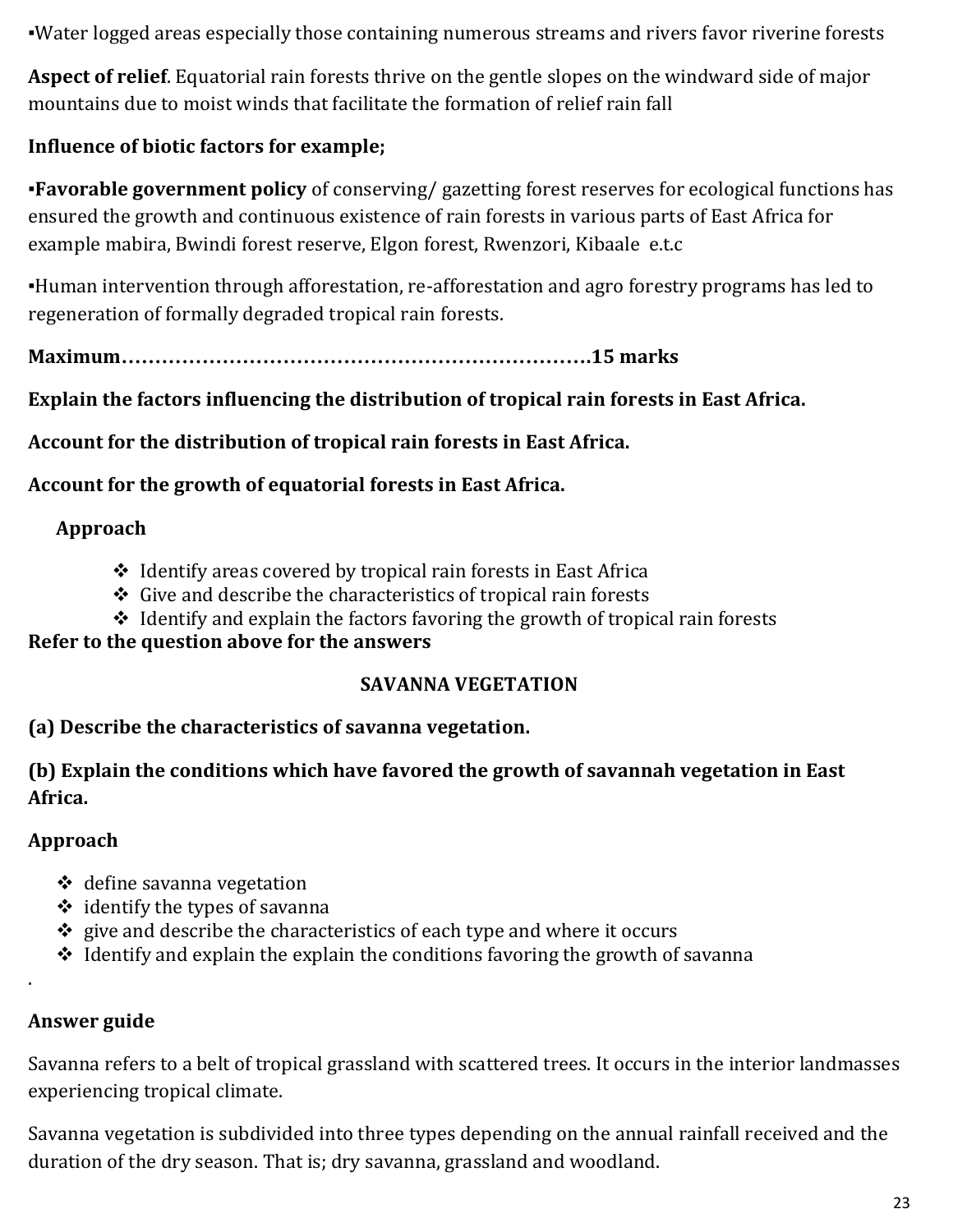▪Water logged areas especially those containing numerous streams and rivers favor riverine forests

**Aspect of relief**. Equatorial rain forests thrive on the gentle slopes on the windward side of major mountains due to moist winds that facilitate the formation of relief rain fall

**Influence of biotic factors for example;**

▪**Favorable government policy** of conserving/ gazetting forest reserves for ecological functions has ensured the growth and continuous existence of rain forests in various parts of East Africa for example mabira, Bwindi forest reserve, Elgon forest, Rwenzori, Kibaale e.t.c

▪Human intervention through afforestation, re-afforestation and agro forestry programs has led to regeneration of formally degraded tropical rain forests.

**Maximum……………………………………………………………15 marks**

**Explain the factors influencing the distribution of tropical rain forests in East Africa.**

**Account for the distribution of tropical rain forests in East Africa.**

**Account for the growth of equatorial forests in East Africa.**

**Approach**

- ❖ Identify areas covered by tropical rain forests in East Africa
- ❖ Give and describe the characteristics of tropical rain forests
- ❖ Identify and explain the factors favoring the growth of tropical rain forests

**Refer to the question above for the answers**

## SAVANNA VEGETATION

**(a) Describe the characteristics of savanna vegetation.**

**(b) Explain the conditions which have favored the growth of savannah vegetation in East Africa.**

**Approach**

- ❖ define savanna vegetation
- ❖ identify the types of savanna
- ❖ give and describe the characteristics of each type and where it occurs
- ❖ Identify and explain the explain the conditions favoring the growth of savanna

.

**Answer guide**

Savanna refers to a belt of tropical grassland with scattered trees. It occurs in the interior landmasses experiencing tropical climate.

Savanna vegetation is subdivided into three types depending on the annual rainfall received and the duration of the dry season. That is; dry savanna, grassland and woodland.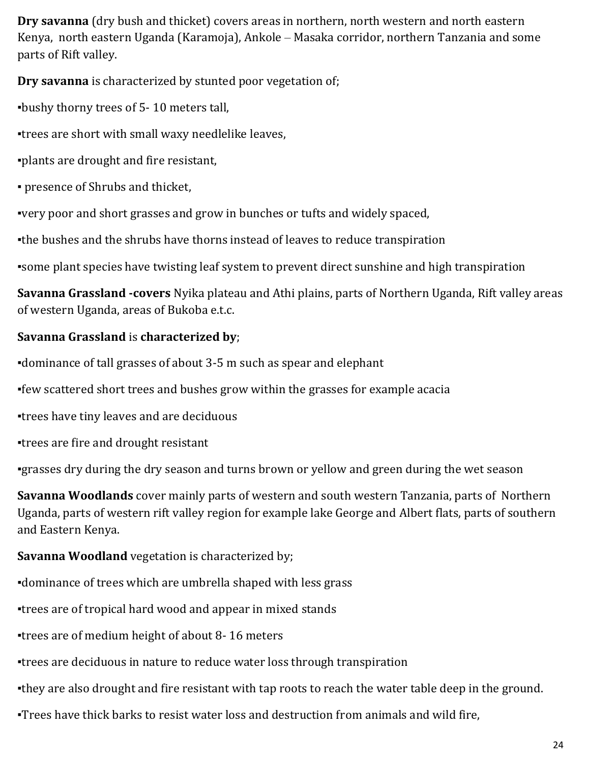**Dry savanna** (dry bush and thicket) covers areas in northern, north western and north eastern Kenya, north eastern Uganda (Karamoja), Ankole – Masaka corridor, northern Tanzania and some parts of Rift valley.

**Dry savanna** is characterized by stunted poor vegetation of;

▪bushy thorny trees of 5- 10 meters tall,

▪trees are short with small waxy needlelike leaves,

▪plants are drought and fire resistant,

▪ presence of Shrubs and thicket,

▪very poor and short grasses and grow in bunches or tufts and widely spaced,

▪the bushes and the shrubs have thorns instead of leaves to reduce transpiration

▪some plant species have twisting leaf system to prevent direct sunshine and high transpiration

**Savanna Grassland -covers** Nyika plateau and Athi plains, parts of Northern Uganda, Rift valley areas of western Uganda, areas of Bukoba e.t.c.

**Savanna Grassland** is **characterized by**;

▪dominance of tall grasses of about 3-5 m such as spear and elephant

▪few scattered short trees and bushes grow within the grasses for example acacia

▪trees have tiny leaves and are deciduous

▪trees are fire and drought resistant

▪grasses dry during the dry season and turns brown or yellow and green during the wet season

**Savanna Woodlands** cover mainly parts of western and south western Tanzania, parts of Northern Uganda, parts of western rift valley region for example lake George and Albert flats, parts of southern and Eastern Kenya.

**Savanna Woodland** vegetation is characterized by;

▪dominance of trees which are umbrella shaped with less grass

▪trees are of tropical hard wood and appear in mixed stands

▪trees are of medium height of about 8- 16 meters

▪trees are deciduous in nature to reduce water loss through transpiration

▪they are also drought and fire resistant with tap roots to reach the water table deep in the ground.

▪Trees have thick barks to resist water loss and destruction from animals and wild fire,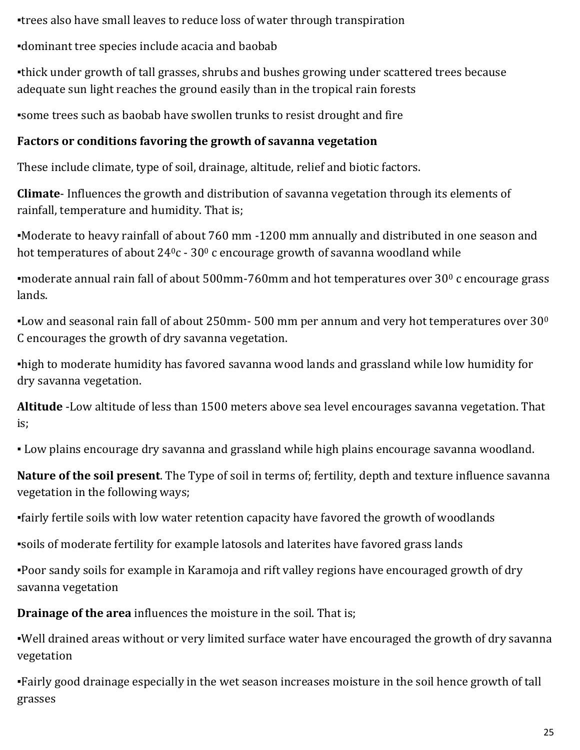▪trees also have small leaves to reduce loss of water through transpiration

▪dominant tree species include acacia and baobab

▪thick under growth of tall grasses, shrubs and bushes growing under scattered trees because adequate sun light reaches the ground easily than in the tropical rain forests

▪some trees such as baobab have swollen trunks to resist drought and fire

**Factors or conditions favoring the growth of savanna vegetation**

These include climate, type of soil, drainage, altitude, relief and biotic factors.

**Climate**- Influences the growth and distribution of savanna vegetation through its elements of rainfall, temperature and humidity. That is;

▪Moderate to heavy rainfall of about 760 mm -1200 mm annually and distributed in one season and hot temperatures of about $24^0$c - $30^0$ c encourage growth of savanna woodland while

▪moderate annual rain fall of about 500mm-760mm and hot temperatures over $30^0$ c encourage grass lands.

▪Low and seasonal rain fall of about 250mm- 500 mm per annum and very hot temperatures over $30^0$ C encourages the growth of dry savanna vegetation.

▪high to moderate humidity has favored savanna wood lands and grassland while low humidity for dry savanna vegetation.

**Altitude** -Low altitude of less than 1500 meters above sea level encourages savanna vegetation. That is;

▪ Low plains encourage dry savanna and grassland while high plains encourage savanna woodland.

**Nature of the soil present**. The Type of soil in terms of; fertility, depth and texture influence savanna vegetation in the following ways;

▪fairly fertile soils with low water retention capacity have favored the growth of woodlands

▪soils of moderate fertility for example latosols and laterites have favored grass lands

▪Poor sandy soils for example in Karamoja and rift valley regions have encouraged growth of dry savanna vegetation

**Drainage of the area** influences the moisture in the soil. That is;

▪Well drained areas without or very limited surface water have encouraged the growth of dry savanna vegetation

▪Fairly good drainage especially in the wet season increases moisture in the soil hence growth of tall grasses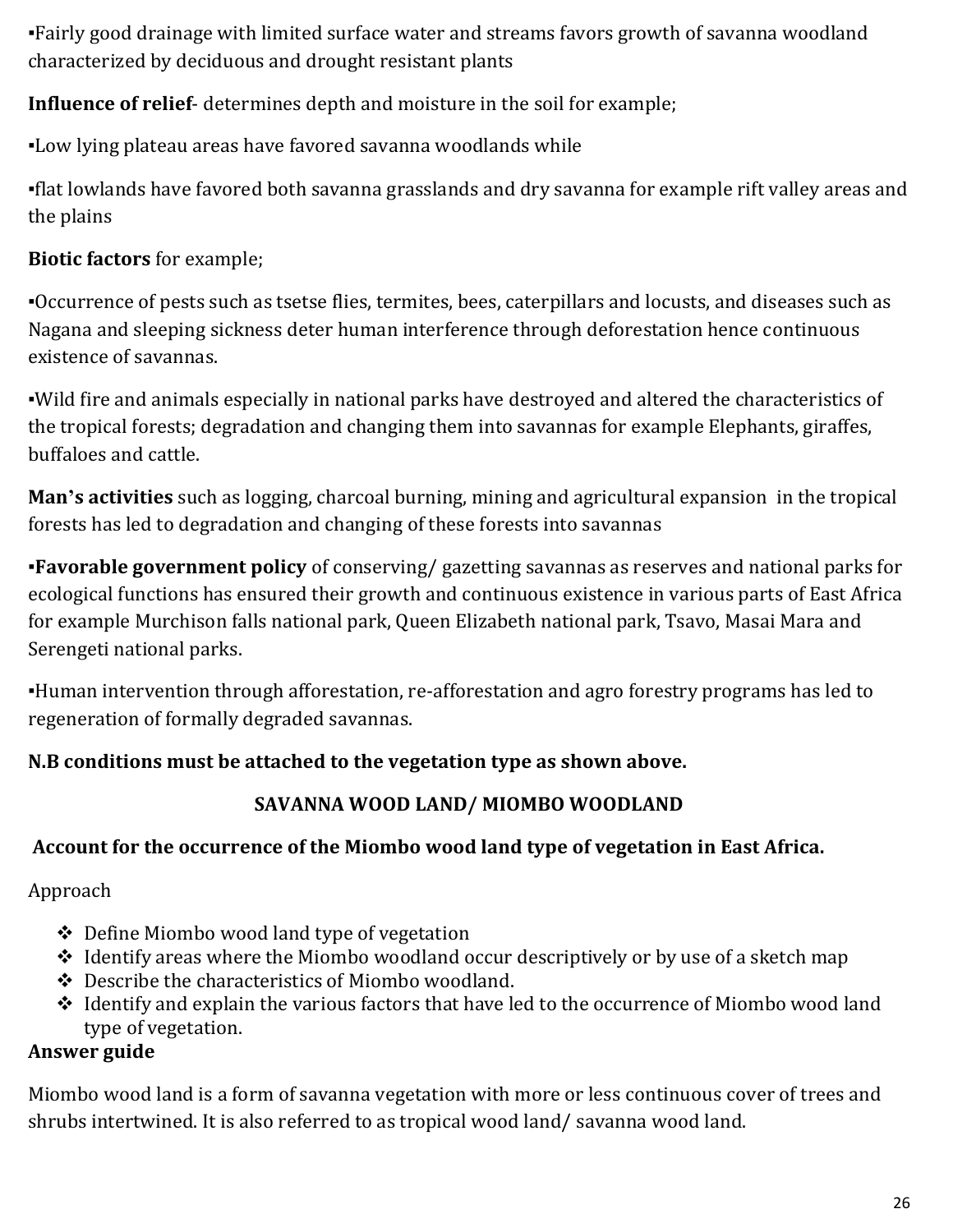▪Fairly good drainage with limited surface water and streams favors growth of savanna woodland characterized by deciduous and drought resistant plants

**Influence of relief**- determines depth and moisture in the soil for example;

▪Low lying plateau areas have favored savanna woodlands while

▪flat lowlands have favored both savanna grasslands and dry savanna for example rift valley areas and the plains

**Biotic factors** for example;

▪Occurrence of pests such as tsetse flies, termites, bees, caterpillars and locusts, and diseases such as Nagana and sleeping sickness deter human interference through deforestation hence continuous existence of savannas.

▪Wild fire and animals especially in national parks have destroyed and altered the characteristics of the tropical forests; degradation and changing them into savannas for example Elephants, giraffes, buffaloes and cattle.

**Man's activities** such as logging, charcoal burning, mining and agricultural expansion in the tropical forests has led to degradation and changing of these forests into savannas

▪**Favorable government policy** of conserving/ gazetting savannas as reserves and national parks for ecological functions has ensured their growth and continuous existence in various parts of East Africa for example Murchison falls national park, Queen Elizabeth national park, Tsavo, Masai Mara and Serengeti national parks.

▪Human intervention through afforestation, re-afforestation and agro forestry programs has led to regeneration of formally degraded savannas.

**N.B conditions must be attached to the vegetation type as shown above.**

## SAVANNA WOOD LAND/ MIOMBO WOODLAND

**Account for the occurrence of the Miombo wood land type of vegetation in East Africa.**

Approach

- Define Miombo wood land type of vegetation
- Identify areas where the Miombo woodland occur descriptively or by use of a sketch map
- Describe the characteristics of Miombo woodland.
- Identify and explain the various factors that have led to the occurrence of Miombo wood land type of vegetation.

**Answer guide**

Miombo wood land is a form of savanna vegetation with more or less continuous cover of trees and shrubs intertwined. It is also referred to as tropical wood land/ savanna wood land.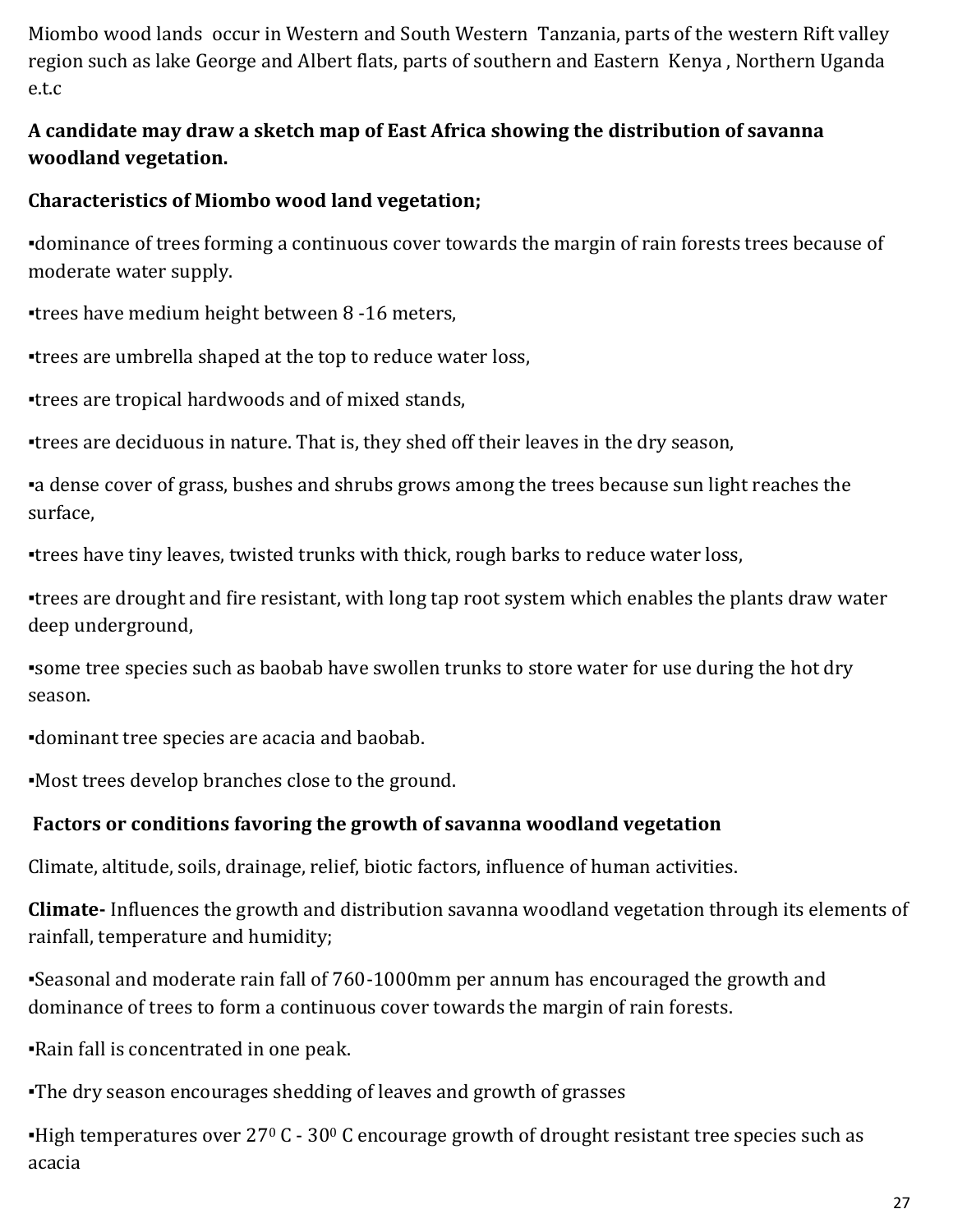Miombo wood lands occur in Western and South Western Tanzania, parts of the western Rift valley region such as lake George and Albert flats, parts of southern and Eastern Kenya , Northern Uganda e.t.c

**A candidate may draw a sketch map of East Africa showing the distribution of savanna woodland vegetation.**

**Characteristics of Miombo wood land vegetation;**

▪dominance of trees forming a continuous cover towards the margin of rain forests trees because of moderate water supply.

▪trees have medium height between 8 -16 meters,

▪trees are umbrella shaped at the top to reduce water loss,

▪trees are tropical hardwoods and of mixed stands,

▪trees are deciduous in nature. That is, they shed off their leaves in the dry season,

▪a dense cover of grass, bushes and shrubs grows among the trees because sun light reaches the surface,

▪trees have tiny leaves, twisted trunks with thick, rough barks to reduce water loss,

▪trees are drought and fire resistant, with long tap root system which enables the plants draw water deep underground,

▪some tree species such as baobab have swollen trunks to store water for use during the hot dry season.

▪dominant tree species are acacia and baobab.

▪Most trees develop branches close to the ground.

**Factors or conditions favoring the growth of savanna woodland vegetation**

Climate, altitude, soils, drainage, relief, biotic factors, influence of human activities.

**Climate-** Influences the growth and distribution savanna woodland vegetation through its elements of rainfall, temperature and humidity;

▪Seasonal and moderate rain fall of 760-1000mm per annum has encouraged the growth and dominance of trees to form a continuous cover towards the margin of rain forests.

▪Rain fall is concentrated in one peak.

▪The dry season encourages shedding of leaves and growth of grasses

▪High temperatures over $27^0$ C - $30^0$ C encourage growth of drought resistant tree species such as acacia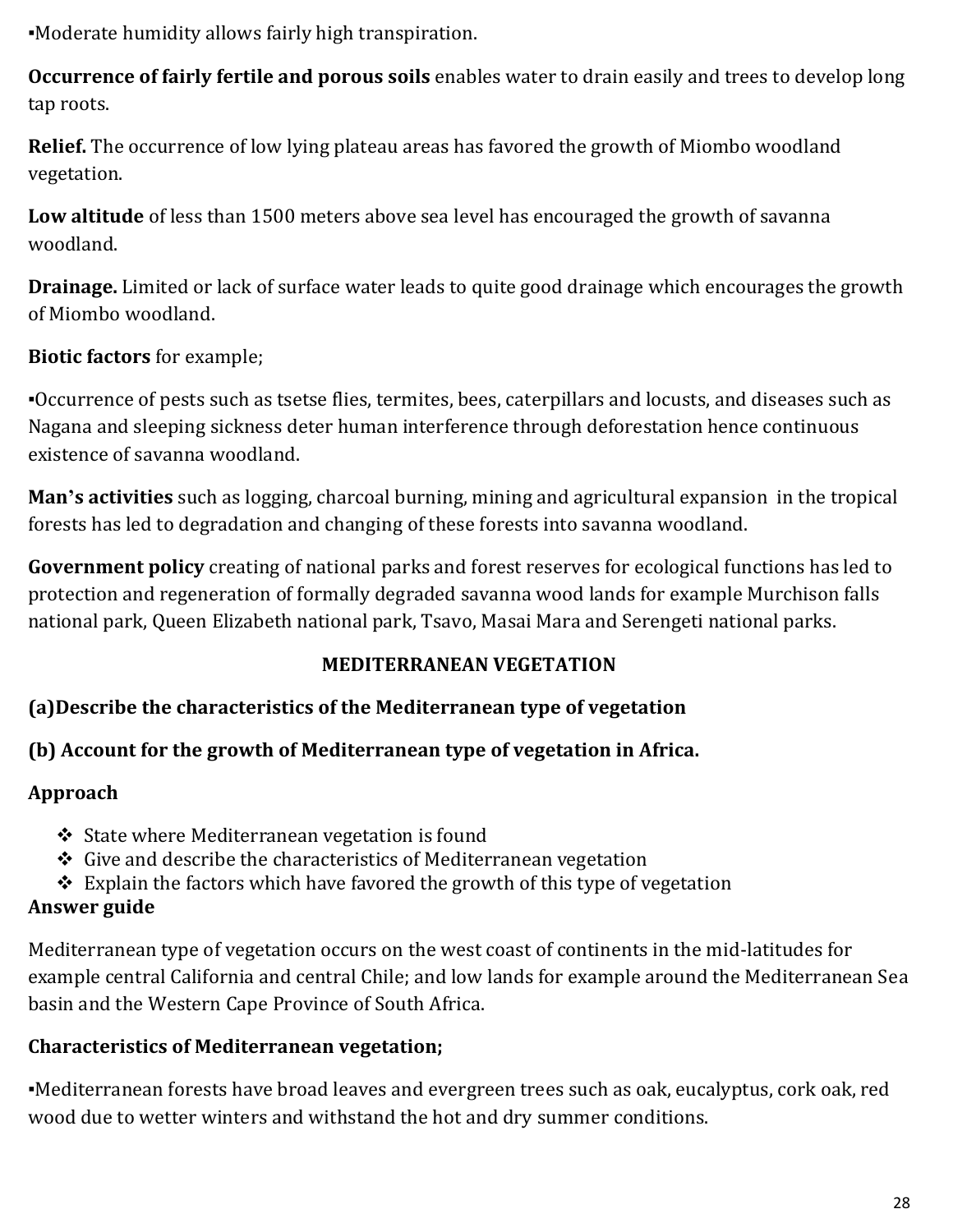▪Moderate humidity allows fairly high transpiration.

**Occurrence of fairly fertile and porous soils** enables water to drain easily and trees to develop long tap roots.

**Relief.** The occurrence of low lying plateau areas has favored the growth of Miombo woodland vegetation.

**Low altitude** of less than 1500 meters above sea level has encouraged the growth of savanna woodland.

**Drainage.** Limited or lack of surface water leads to quite good drainage which encourages the growth of Miombo woodland.

**Biotic factors** for example;

▪Occurrence of pests such as tsetse flies, termites, bees, caterpillars and locusts, and diseases such as Nagana and sleeping sickness deter human interference through deforestation hence continuous existence of savanna woodland.

**Man's activities** such as logging, charcoal burning, mining and agricultural expansion in the tropical forests has led to degradation and changing of these forests into savanna woodland.

**Government policy** creating of national parks and forest reserves for ecological functions has led to protection and regeneration of formally degraded savanna wood lands for example Murchison falls national park, Queen Elizabeth national park, Tsavo, Masai Mara and Serengeti national parks.

## MEDITERRANEAN VEGETATION

**(a)Describe the characteristics of the Mediterranean type of vegetation**

**(b) Account for the growth of Mediterranean type of vegetation in Africa.**

**Approach**

- State where Mediterranean vegetation is found
- Give and describe the characteristics of Mediterranean vegetation
- Explain the factors which have favored the growth of this type of vegetation

**Answer guide**

Mediterranean type of vegetation occurs on the west coast of continents in the mid-latitudes for example central California and central Chile; and low lands for example around the Mediterranean Sea basin and the Western Cape Province of South Africa.

**Characteristics of Mediterranean vegetation;**

▪Mediterranean forests have broad leaves and evergreen trees such as oak, eucalyptus, cork oak, red wood due to wetter winters and withstand the hot and dry summer conditions.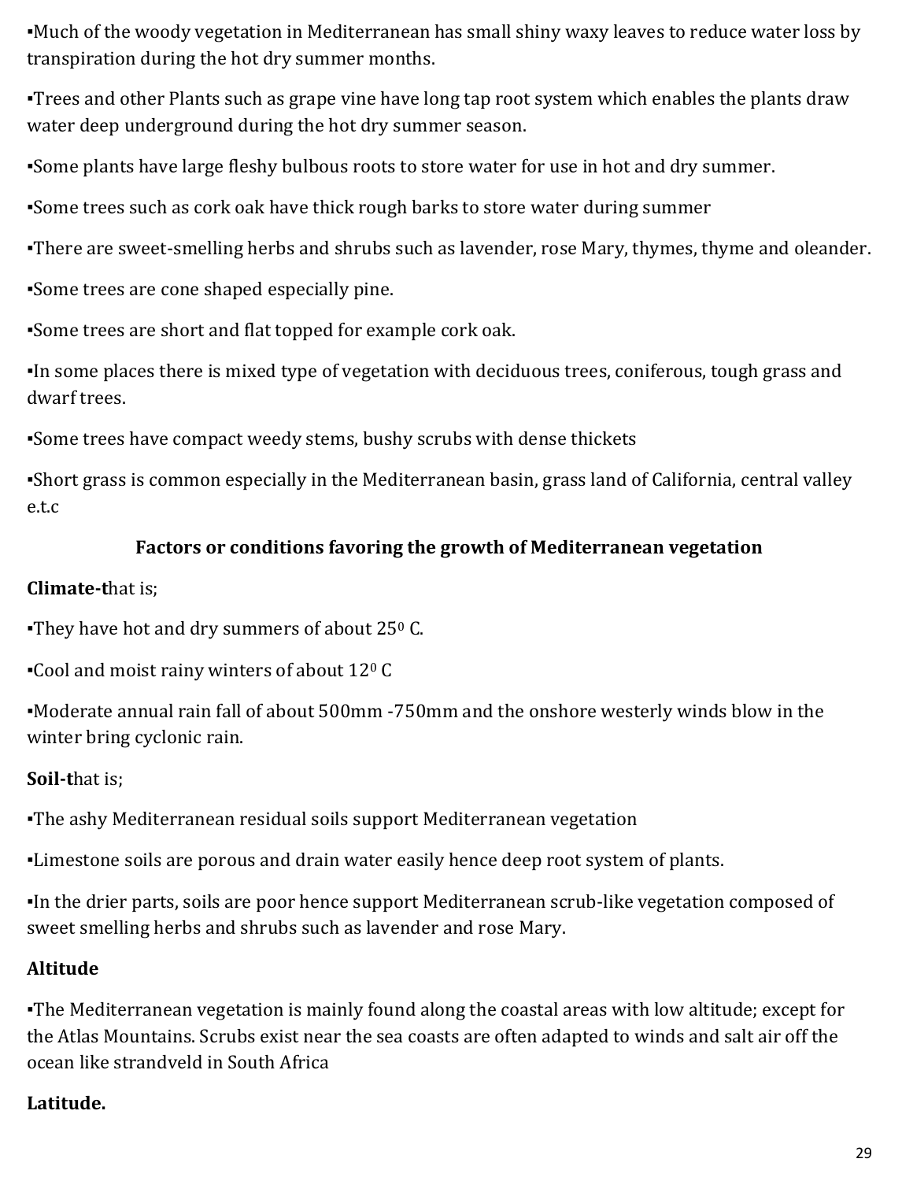▪Much of the woody vegetation in Mediterranean has small shiny waxy leaves to reduce water loss by transpiration during the hot dry summer months.

▪Trees and other Plants such as grape vine have long tap root system which enables the plants draw water deep underground during the hot dry summer season.

▪Some plants have large fleshy bulbous roots to store water for use in hot and dry summer.

▪Some trees such as cork oak have thick rough barks to store water during summer

▪There are sweet-smelling herbs and shrubs such as lavender, rose Mary, thymes, thyme and oleander.

▪Some trees are cone shaped especially pine.

▪Some trees are short and flat topped for example cork oak.

▪In some places there is mixed type of vegetation with deciduous trees, coniferous, tough grass and dwarf trees.

▪Some trees have compact weedy stems, bushy scrubs with dense thickets

▪Short grass is common especially in the Mediterranean basin, grass land of California, central valley e.t.c

### Factors or conditions favoring the growth of Mediterranean vegetation

**Climate-t**hat is;

▪They have hot and dry summers of about $25^0$ C.

▪Cool and moist rainy winters of about $12^0$ C

▪Moderate annual rain fall of about 500mm -750mm and the onshore westerly winds blow in the winter bring cyclonic rain.

**Soil-t**hat is;

▪The ashy Mediterranean residual soils support Mediterranean vegetation

▪Limestone soils are porous and drain water easily hence deep root system of plants.

▪In the drier parts, soils are poor hence support Mediterranean scrub-like vegetation composed of sweet smelling herbs and shrubs such as lavender and rose Mary.

**Altitude**

▪The Mediterranean vegetation is mainly found along the coastal areas with low altitude; except for the Atlas Mountains. Scrubs exist near the sea coasts are often adapted to winds and salt air off the ocean like strandveld in South Africa

**Latitude.**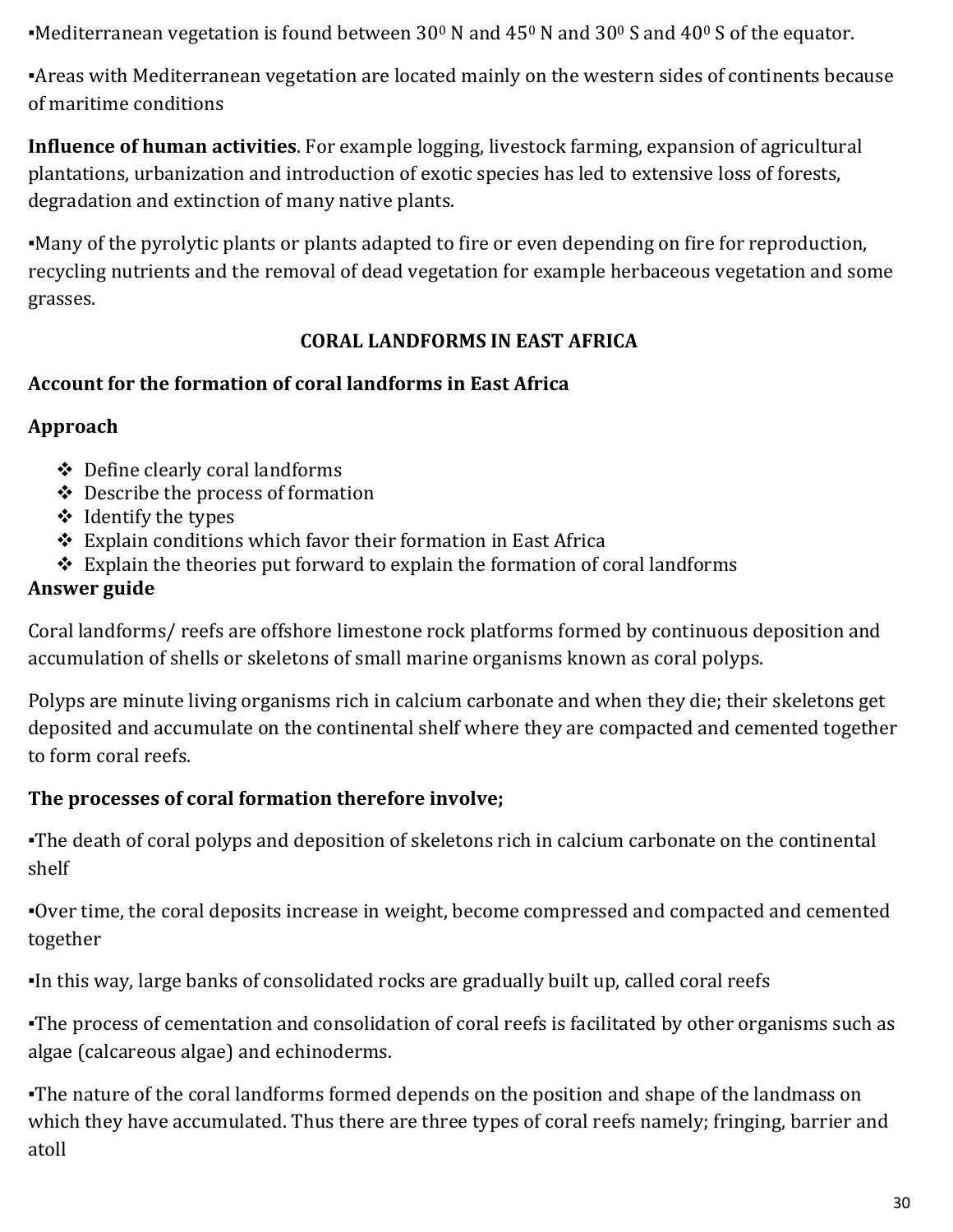▪Mediterranean vegetation is found between $30^0$ N and $45^0$ N and $30^0$ S and $40^0$ S of the equator.

▪Areas with Mediterranean vegetation are located mainly on the western sides of continents because of maritime conditions

**Influence of human activities**. For example logging, livestock farming, expansion of agricultural plantations, urbanization and introduction of exotic species has led to extensive loss of forests, degradation and extinction of many native plants.

▪Many of the pyrolytic plants or plants adapted to fire or even depending on fire for reproduction, recycling nutrients and the removal of dead vegetation for example herbaceous vegetation and some grasses.

## CORAL LANDFORMS IN EAST AFRICA

**Account for the formation of coral landforms in East Africa**

**Approach**

- ❖ Define clearly coral landforms
- ❖ Describe the process of formation
- ❖ Identify the types
- ❖ Explain conditions which favor their formation in East Africa
- ❖ Explain the theories put forward to explain the formation of coral landforms

**Answer guide**

Coral landforms/ reefs are offshore limestone rock platforms formed by continuous deposition and accumulation of shells or skeletons of small marine organisms known as coral polyps.

Polyps are minute living organisms rich in calcium carbonate and when they die; their skeletons get deposited and accumulate on the continental shelf where they are compacted and cemented together to form coral reefs.

**The processes of coral formation therefore involve;**

▪The death of coral polyps and deposition of skeletons rich in calcium carbonate on the continental shelf

▪Over time, the coral deposits increase in weight, become compressed and compacted and cemented together

▪In this way, large banks of consolidated rocks are gradually built up, called coral reefs

▪The process of cementation and consolidation of coral reefs is facilitated by other organisms such as algae (calcareous algae) and echinoderms.

▪The nature of the coral landforms formed depends on the position and shape of the landmass on which they have accumulated. Thus there are three types of coral reefs namely; fringing, barrier and atoll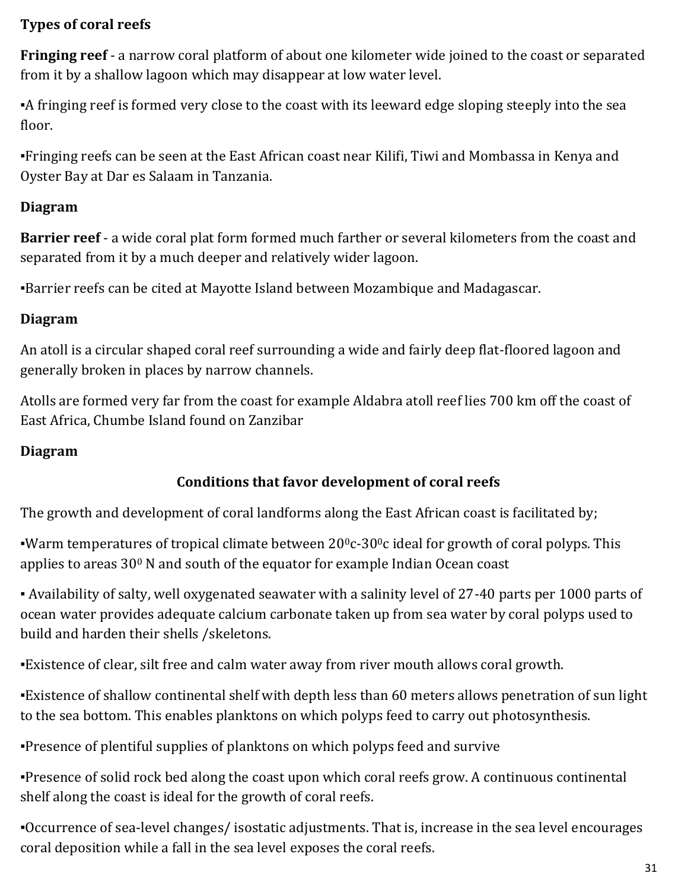**Types of coral reefs**

**Fringing reef** - a narrow coral platform of about one kilometer wide joined to the coast or separated from it by a shallow lagoon which may disappear at low water level.

▪A fringing reef is formed very close to the coast with its leeward edge sloping steeply into the sea floor.

▪Fringing reefs can be seen at the East African coast near Kilifi, Tiwi and Mombassa in Kenya and Oyster Bay at Dar es Salaam in Tanzania.

**Diagram**

**Barrier reef** - a wide coral plat form formed much farther or several kilometers from the coast and separated from it by a much deeper and relatively wider lagoon.

▪Barrier reefs can be cited at Mayotte Island between Mozambique and Madagascar.

**Diagram**

An atoll is a circular shaped coral reef surrounding a wide and fairly deep flat-floored lagoon and generally broken in places by narrow channels.

Atolls are formed very far from the coast for example Aldabra atoll reef lies 700 km off the coast of East Africa, Chumbe Island found on Zanzibar

**Diagram**

## Conditions that favor development of coral reefs

The growth and development of coral landforms along the East African coast is facilitated by;

▪Warm temperatures of tropical climate between $20^0$c-$30^0$c ideal for growth of coral polyps. This applies to areas $30^0$ N and south of the equator for example Indian Ocean coast

▪ Availability of salty, well oxygenated seawater with a salinity level of 27-40 parts per 1000 parts of ocean water provides adequate calcium carbonate taken up from sea water by coral polyps used to build and harden their shells /skeletons.

▪Existence of clear, silt free and calm water away from river mouth allows coral growth.

▪Existence of shallow continental shelf with depth less than 60 meters allows penetration of sun light to the sea bottom. This enables planktons on which polyps feed to carry out photosynthesis.

▪Presence of plentiful supplies of planktons on which polyps feed and survive

▪Presence of solid rock bed along the coast upon which coral reefs grow. A continuous continental shelf along the coast is ideal for the growth of coral reefs.

▪Occurrence of sea-level changes/ isostatic adjustments. That is, increase in the sea level encourages coral deposition while a fall in the sea level exposes the coral reefs.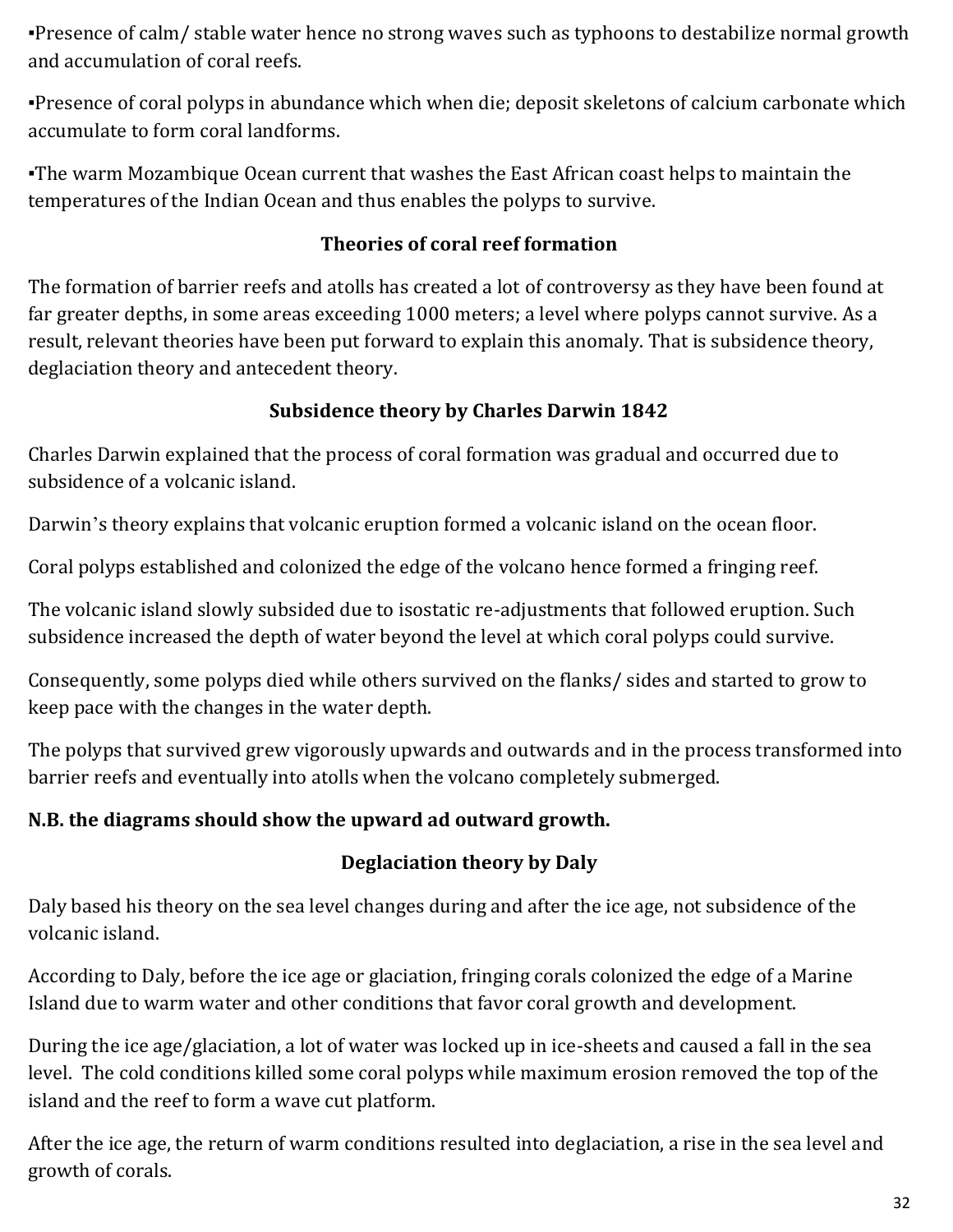▪Presence of calm/ stable water hence no strong waves such as typhoons to destabilize normal growth and accumulation of coral reefs.

▪Presence of coral polyps in abundance which when die; deposit skeletons of calcium carbonate which accumulate to form coral landforms.

▪The warm Mozambique Ocean current that washes the East African coast helps to maintain the temperatures of the Indian Ocean and thus enables the polyps to survive.

### Theories of coral reef formation

The formation of barrier reefs and atolls has created a lot of controversy as they have been found at far greater depths, in some areas exceeding 1000 meters; a level where polyps cannot survive. As a result, relevant theories have been put forward to explain this anomaly. That is subsidence theory, deglaciation theory and antecedent theory.

### Subsidence theory by Charles Darwin 1842

Charles Darwin explained that the process of coral formation was gradual and occurred due to subsidence of a volcanic island.

Darwin's theory explains that volcanic eruption formed a volcanic island on the ocean floor.

Coral polyps established and colonized the edge of the volcano hence formed a fringing reef.

The volcanic island slowly subsided due to isostatic re-adjustments that followed eruption. Such subsidence increased the depth of water beyond the level at which coral polyps could survive.

Consequently, some polyps died while others survived on the flanks/ sides and started to grow to keep pace with the changes in the water depth.

The polyps that survived grew vigorously upwards and outwards and in the process transformed into barrier reefs and eventually into atolls when the volcano completely submerged.

**N.B. the diagrams should show the upward ad outward growth.**

### Deglaciation theory by Daly

Daly based his theory on the sea level changes during and after the ice age, not subsidence of the volcanic island.

According to Daly, before the ice age or glaciation, fringing corals colonized the edge of a Marine Island due to warm water and other conditions that favor coral growth and development.

During the ice age/glaciation, a lot of water was locked up in ice-sheets and caused a fall in the sea level. The cold conditions killed some coral polyps while maximum erosion removed the top of the island and the reef to form a wave cut platform.

After the ice age, the return of warm conditions resulted into deglaciation, a rise in the sea level and growth of corals.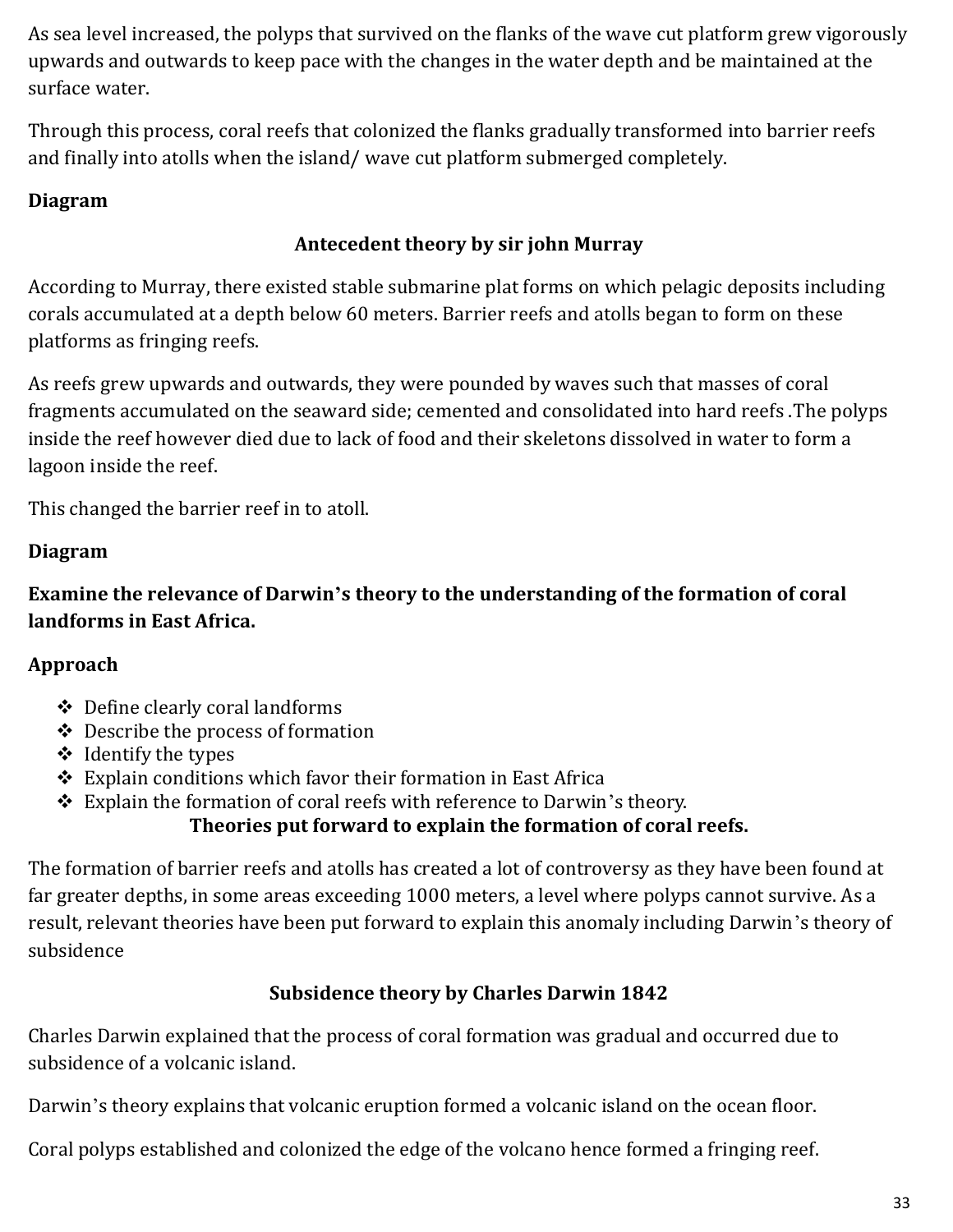As sea level increased, the polyps that survived on the flanks of the wave cut platform grew vigorously upwards and outwards to keep pace with the changes in the water depth and be maintained at the surface water.

Through this process, coral reefs that colonized the flanks gradually transformed into barrier reefs and finally into atolls when the island/ wave cut platform submerged completely.

**Diagram**

### Antecedent theory by sir john Murray

According to Murray, there existed stable submarine plat forms on which pelagic deposits including corals accumulated at a depth below 60 meters. Barrier reefs and atolls began to form on these platforms as fringing reefs.

As reefs grew upwards and outwards, they were pounded by waves such that masses of coral fragments accumulated on the seaward side; cemented and consolidated into hard reefs .The polyps inside the reef however died due to lack of food and their skeletons dissolved in water to form a lagoon inside the reef.

This changed the barrier reef in to atoll.

**Diagram**

**Examine the relevance of Darwin's theory to the understanding of the formation of coral landforms in East Africa.**

**Approach**

- Define clearly coral landforms
- Describe the process of formation
- Identify the types
- Explain conditions which favor their formation in East Africa
- Explain the formation of coral reefs with reference to Darwin's theory.

### Theories put forward to explain the formation of coral reefs.

The formation of barrier reefs and atolls has created a lot of controversy as they have been found at far greater depths, in some areas exceeding 1000 meters, a level where polyps cannot survive. As a result, relevant theories have been put forward to explain this anomaly including Darwin's theory of subsidence

### Subsidence theory by Charles Darwin 1842

Charles Darwin explained that the process of coral formation was gradual and occurred due to subsidence of a volcanic island.

Darwin's theory explains that volcanic eruption formed a volcanic island on the ocean floor.

Coral polyps established and colonized the edge of the volcano hence formed a fringing reef.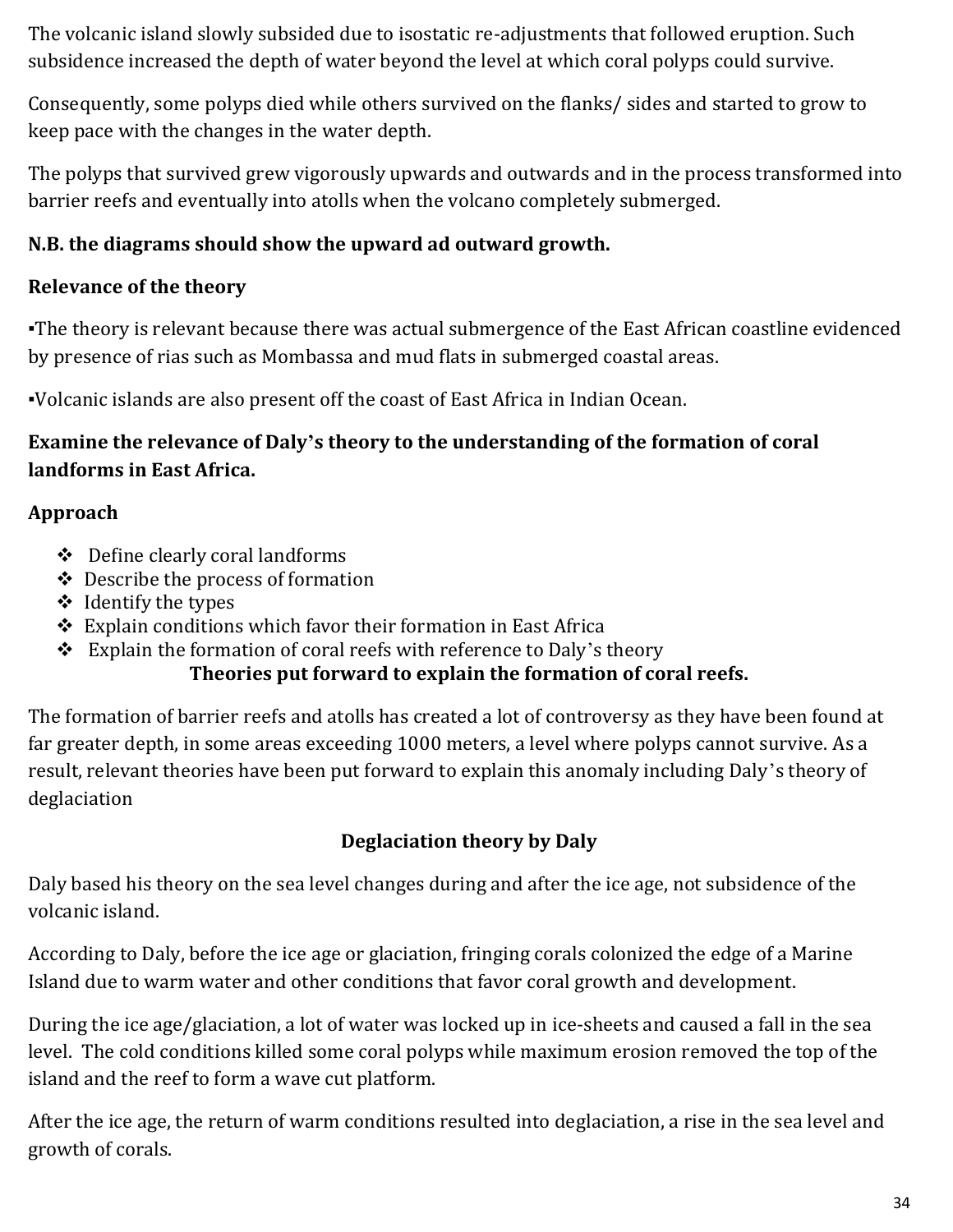The volcanic island slowly subsided due to isostatic re-adjustments that followed eruption. Such subsidence increased the depth of water beyond the level at which coral polyps could survive.

Consequently, some polyps died while others survived on the flanks/ sides and started to grow to keep pace with the changes in the water depth.

The polyps that survived grew vigorously upwards and outwards and in the process transformed into barrier reefs and eventually into atolls when the volcano completely submerged.

**N.B. the diagrams should show the upward ad outward growth.**

**Relevance of the theory**

▪The theory is relevant because there was actual submergence of the East African coastline evidenced by presence of rias such as Mombassa and mud flats in submerged coastal areas.

▪Volcanic islands are also present off the coast of East Africa in Indian Ocean.

**Examine the relevance of Daly's theory to the understanding of the formation of coral landforms in East Africa.**

**Approach**

- Define clearly coral landforms
- Describe the process of formation
- Identify the types
- Explain conditions which favor their formation in East Africa
- Explain the formation of coral reefs with reference to Daly's theory

**Theories put forward to explain the formation of coral reefs.**

The formation of barrier reefs and atolls has created a lot of controversy as they have been found at far greater depth, in some areas exceeding 1000 meters, a level where polyps cannot survive. As a result, relevant theories have been put forward to explain this anomaly including Daly's theory of deglaciation

**Deglaciation theory by Daly**

Daly based his theory on the sea level changes during and after the ice age, not subsidence of the volcanic island.

According to Daly, before the ice age or glaciation, fringing corals colonized the edge of a Marine Island due to warm water and other conditions that favor coral growth and development.

During the ice age/glaciation, a lot of water was locked up in ice-sheets and caused a fall in the sea level. The cold conditions killed some coral polyps while maximum erosion removed the top of the island and the reef to form a wave cut platform.

After the ice age, the return of warm conditions resulted into deglaciation, a rise in the sea level and growth of corals.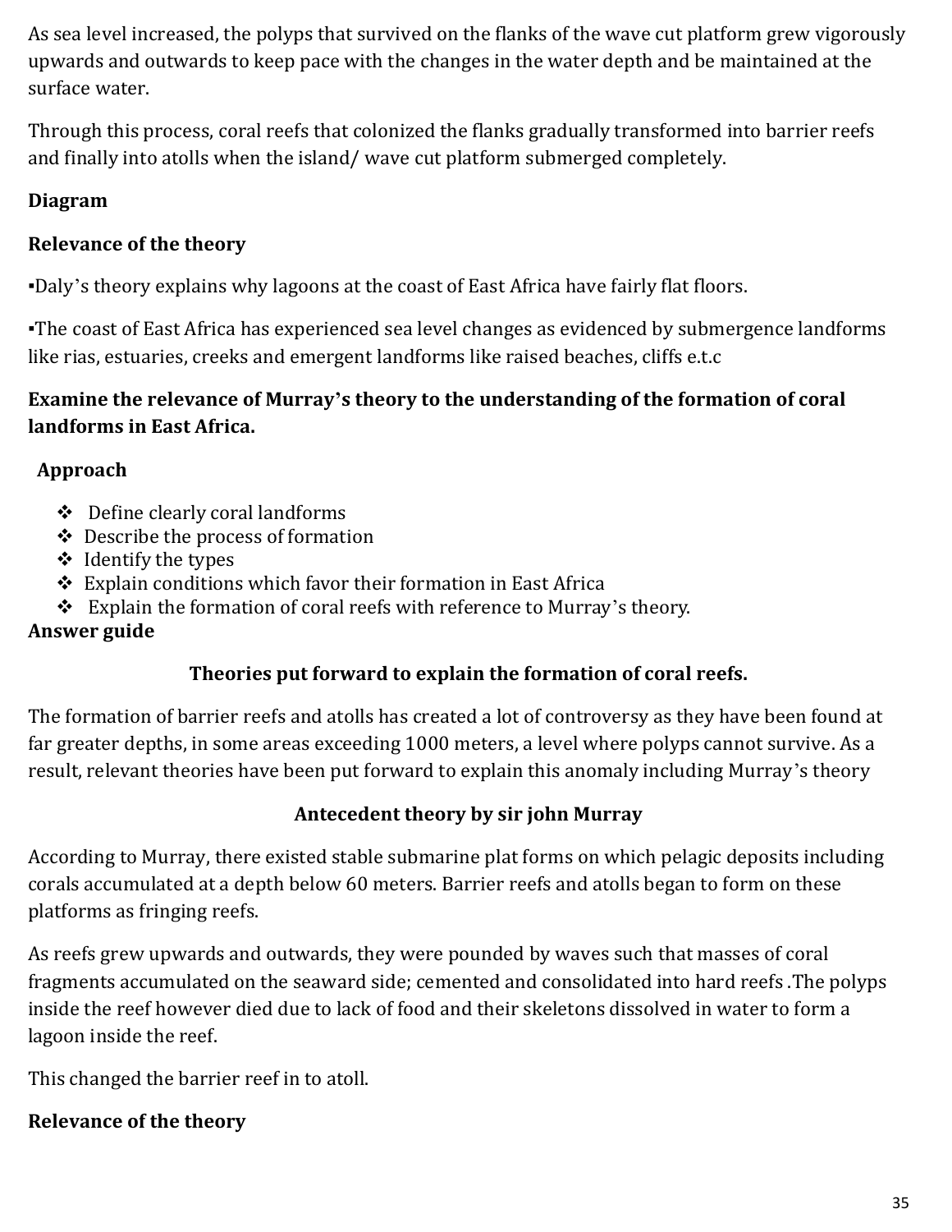As sea level increased, the polyps that survived on the flanks of the wave cut platform grew vigorously upwards and outwards to keep pace with the changes in the water depth and be maintained at the surface water.

Through this process, coral reefs that colonized the flanks gradually transformed into barrier reefs and finally into atolls when the island/ wave cut platform submerged completely.

**Diagram**

**Relevance of the theory**

▪Daly's theory explains why lagoons at the coast of East Africa have fairly flat floors.

▪The coast of East Africa has experienced sea level changes as evidenced by submergence landforms like rias, estuaries, creeks and emergent landforms like raised beaches, cliffs e.t.c

**Examine the relevance of Murray's theory to the understanding of the formation of coral landforms in East Africa.**

**Approach**

- ❖ Define clearly coral landforms
- ❖ Describe the process of formation
- ❖ Identify the types
- ❖ Explain conditions which favor their formation in East Africa
- ❖ Explain the formation of coral reefs with reference to Murray's theory.

**Answer guide**

**Theories put forward to explain the formation of coral reefs.**

The formation of barrier reefs and atolls has created a lot of controversy as they have been found at far greater depths, in some areas exceeding 1000 meters, a level where polyps cannot survive. As a result, relevant theories have been put forward to explain this anomaly including Murray's theory

**Antecedent theory by sir john Murray**

According to Murray, there existed stable submarine plat forms on which pelagic deposits including corals accumulated at a depth below 60 meters. Barrier reefs and atolls began to form on these platforms as fringing reefs.

As reefs grew upwards and outwards, they were pounded by waves such that masses of coral fragments accumulated on the seaward side; cemented and consolidated into hard reefs .The polyps inside the reef however died due to lack of food and their skeletons dissolved in water to form a lagoon inside the reef.

This changed the barrier reef in to atoll.

**Relevance of the theory**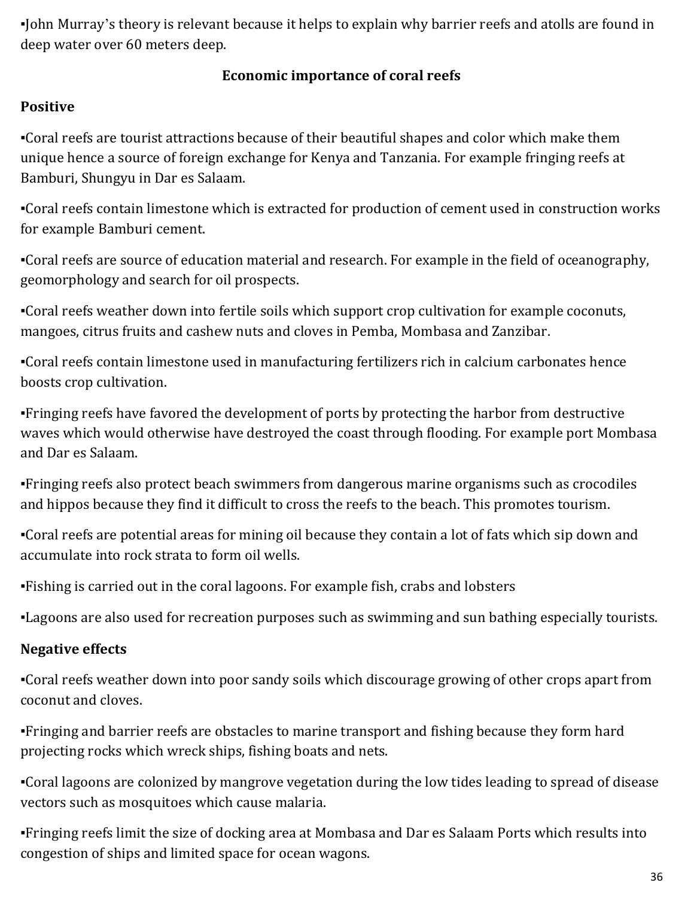▪John Murray's theory is relevant because it helps to explain why barrier reefs and atolls are found in deep water over 60 meters deep.

## Economic importance of coral reefs

### Positive

▪Coral reefs are tourist attractions because of their beautiful shapes and color which make them unique hence a source of foreign exchange for Kenya and Tanzania. For example fringing reefs at Bamburi, Shungyu in Dar es Salaam.

▪Coral reefs contain limestone which is extracted for production of cement used in construction works for example Bamburi cement.

▪Coral reefs are source of education material and research. For example in the field of oceanography, geomorphology and search for oil prospects.

▪Coral reefs weather down into fertile soils which support crop cultivation for example coconuts, mangoes, citrus fruits and cashew nuts and cloves in Pemba, Mombasa and Zanzibar.

▪Coral reefs contain limestone used in manufacturing fertilizers rich in calcium carbonates hence boosts crop cultivation.

▪Fringing reefs have favored the development of ports by protecting the harbor from destructive waves which would otherwise have destroyed the coast through flooding. For example port Mombasa and Dar es Salaam.

▪Fringing reefs also protect beach swimmers from dangerous marine organisms such as crocodiles and hippos because they find it difficult to cross the reefs to the beach. This promotes tourism.

▪Coral reefs are potential areas for mining oil because they contain a lot of fats which sip down and accumulate into rock strata to form oil wells.

▪Fishing is carried out in the coral lagoons. For example fish, crabs and lobsters

▪Lagoons are also used for recreation purposes such as swimming and sun bathing especially tourists.

### Negative effects

▪Coral reefs weather down into poor sandy soils which discourage growing of other crops apart from coconut and cloves.

▪Fringing and barrier reefs are obstacles to marine transport and fishing because they form hard projecting rocks which wreck ships, fishing boats and nets.

▪Coral lagoons are colonized by mangrove vegetation during the low tides leading to spread of disease vectors such as mosquitoes which cause malaria.

▪Fringing reefs limit the size of docking area at Mombasa and Dar es Salaam Ports which results into congestion of ships and limited space for ocean wagons.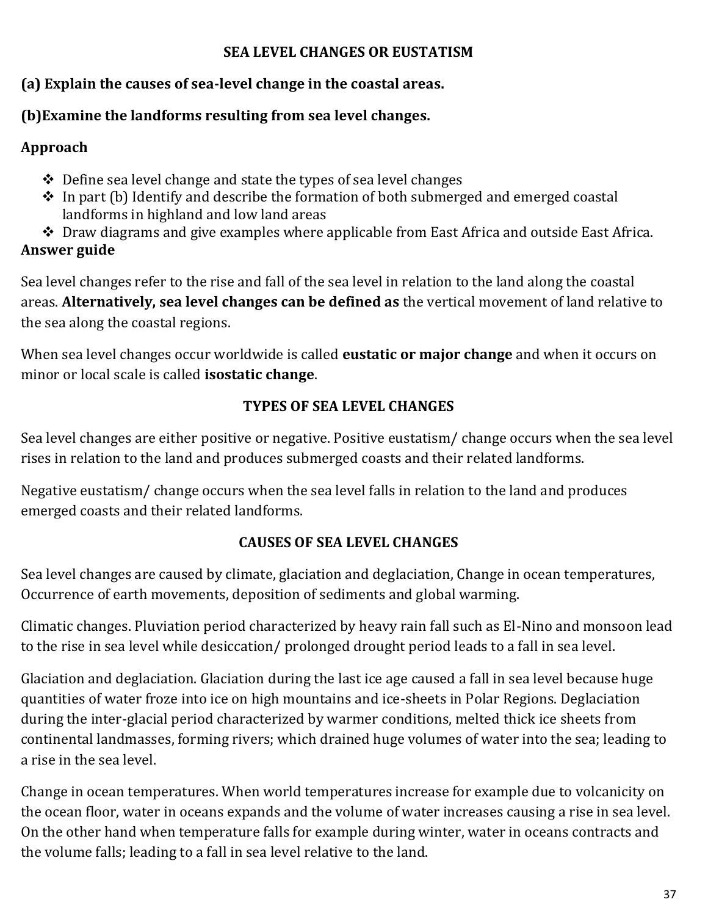## SEA LEVEL CHANGES OR EUSTATISM

**(a) Explain the causes of sea-level change in the coastal areas.**

**(b)Examine the landforms resulting from sea level changes.**

**Approach**

- ❖ Define sea level change and state the types of sea level changes
- ❖ In part (b) Identify and describe the formation of both submerged and emerged coastal landforms in highland and low land areas
- ❖ Draw diagrams and give examples where applicable from East Africa and outside East Africa.

**Answer guide**

Sea level changes refer to the rise and fall of the sea level in relation to the land along the coastal areas. **Alternatively, sea level changes can be defined as** the vertical movement of land relative to the sea along the coastal regions.

When sea level changes occur worldwide is called **eustatic or major change** and when it occurs on minor or local scale is called **isostatic change**.

### TYPES OF SEA LEVEL CHANGES

Sea level changes are either positive or negative. Positive eustatism/ change occurs when the sea level rises in relation to the land and produces submerged coasts and their related landforms.

Negative eustatism/ change occurs when the sea level falls in relation to the land and produces emerged coasts and their related landforms.

### CAUSES OF SEA LEVEL CHANGES

Sea level changes are caused by climate, glaciation and deglaciation, Change in ocean temperatures, Occurrence of earth movements, deposition of sediments and global warming.

Climatic changes. Pluviation period characterized by heavy rain fall such as El-Nino and monsoon lead to the rise in sea level while desiccation/ prolonged drought period leads to a fall in sea level.

Glaciation and deglaciation. Glaciation during the last ice age caused a fall in sea level because huge quantities of water froze into ice on high mountains and ice-sheets in Polar Regions. Deglaciation during the inter-glacial period characterized by warmer conditions, melted thick ice sheets from continental landmasses, forming rivers; which drained huge volumes of water into the sea; leading to a rise in the sea level.

Change in ocean temperatures. When world temperatures increase for example due to volcanicity on the ocean floor, water in oceans expands and the volume of water increases causing a rise in sea level. On the other hand when temperature falls for example during winter, water in oceans contracts and the volume falls; leading to a fall in sea level relative to the land.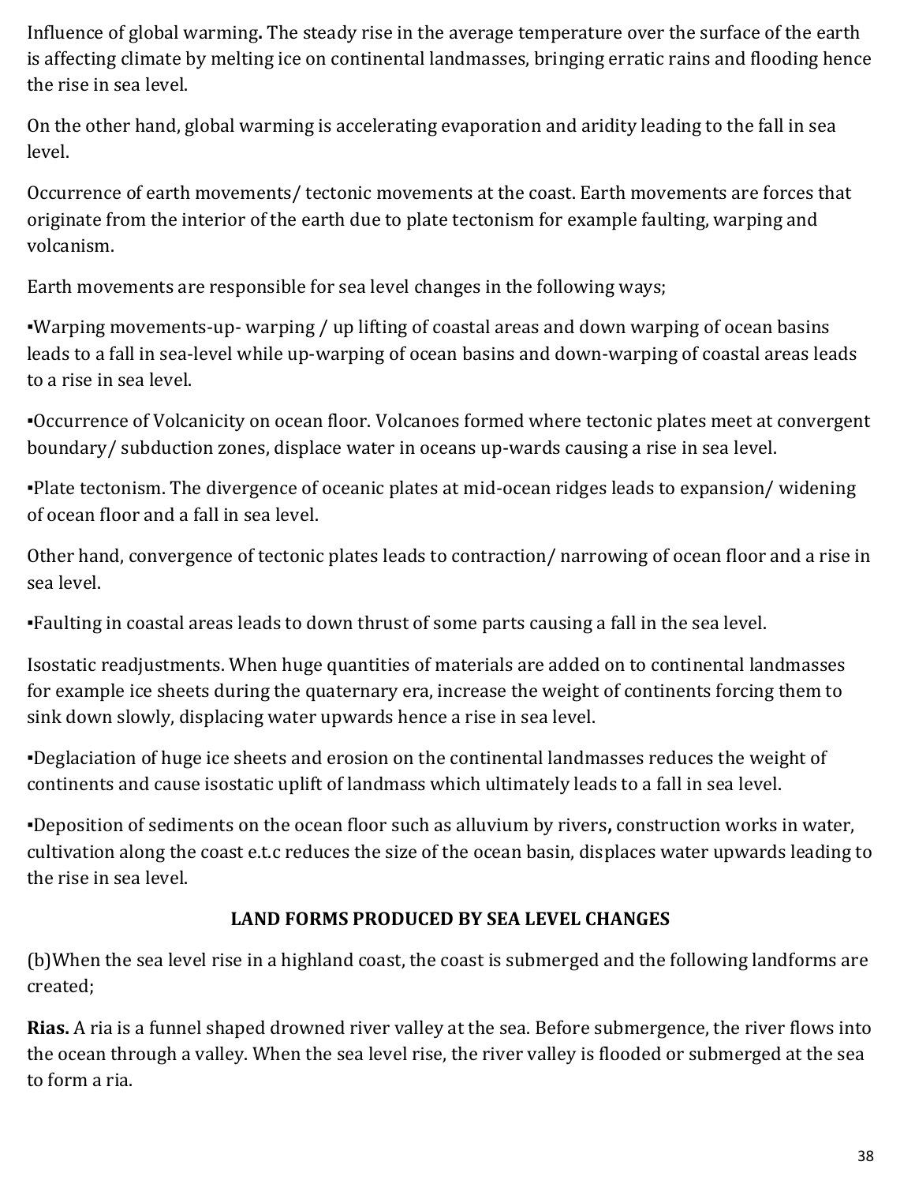Influence of global warming**.** The steady rise in the average temperature over the surface of the earth is affecting climate by melting ice on continental landmasses, bringing erratic rains and flooding hence the rise in sea level.

On the other hand, global warming is accelerating evaporation and aridity leading to the fall in sea level.

Occurrence of earth movements/ tectonic movements at the coast. Earth movements are forces that originate from the interior of the earth due to plate tectonism for example faulting, warping and volcanism.

Earth movements are responsible for sea level changes in the following ways;

▪Warping movements-up- warping / up lifting of coastal areas and down warping of ocean basins leads to a fall in sea-level while up-warping of ocean basins and down-warping of coastal areas leads to a rise in sea level.

▪Occurrence of Volcanicity on ocean floor. Volcanoes formed where tectonic plates meet at convergent boundary/ subduction zones, displace water in oceans up-wards causing a rise in sea level.

▪Plate tectonism. The divergence of oceanic plates at mid-ocean ridges leads to expansion/ widening of ocean floor and a fall in sea level.

Other hand, convergence of tectonic plates leads to contraction/ narrowing of ocean floor and a rise in sea level.

▪Faulting in coastal areas leads to down thrust of some parts causing a fall in the sea level.

Isostatic readjustments. When huge quantities of materials are added on to continental landmasses for example ice sheets during the quaternary era, increase the weight of continents forcing them to sink down slowly, displacing water upwards hence a rise in sea level.

▪Deglaciation of huge ice sheets and erosion on the continental landmasses reduces the weight of continents and cause isostatic uplift of landmass which ultimately leads to a fall in sea level.

▪Deposition of sediments on the ocean floor such as alluvium by rivers**,** construction works in water, cultivation along the coast e.t.c reduces the size of the ocean basin, displaces water upwards leading to the rise in sea level.

## LAND FORMS PRODUCED BY SEA LEVEL CHANGES

(b)When the sea level rise in a highland coast, the coast is submerged and the following landforms are created;

**Rias.** A ria is a funnel shaped drowned river valley at the sea. Before submergence, the river flows into the ocean through a valley. When the sea level rise, the river valley is flooded or submerged at the sea to form a ria.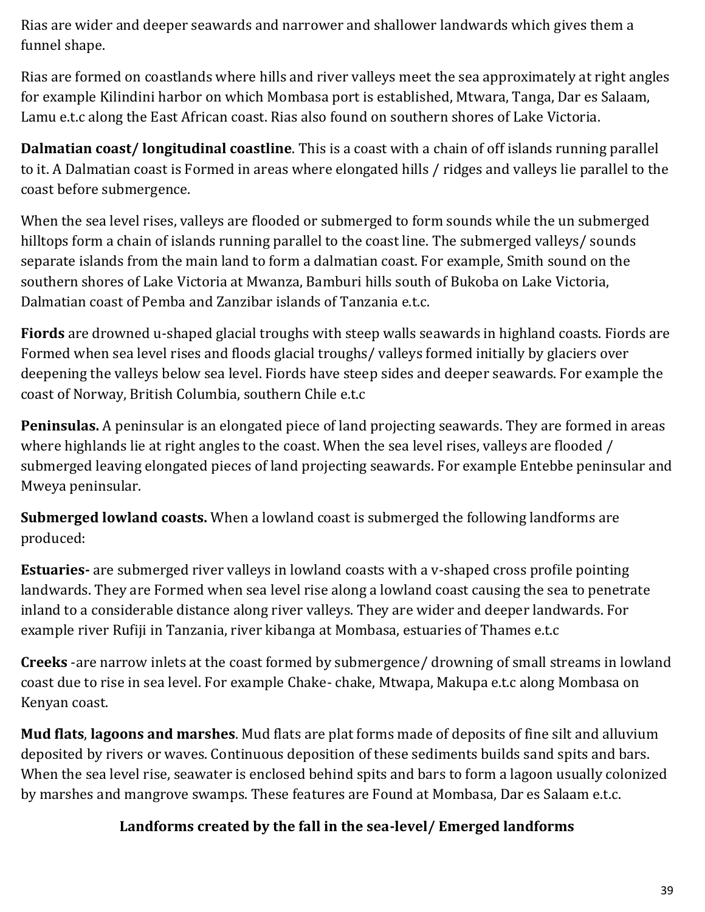Rias are wider and deeper seawards and narrower and shallower landwards which gives them a funnel shape.

Rias are formed on coastlands where hills and river valleys meet the sea approximately at right angles for example Kilindini harbor on which Mombasa port is established, Mtwara, Tanga, Dar es Salaam, Lamu e.t.c along the East African coast. Rias also found on southern shores of Lake Victoria.

**Dalmatian coast/ longitudinal coastline**. This is a coast with a chain of off islands running parallel to it. A Dalmatian coast is Formed in areas where elongated hills / ridges and valleys lie parallel to the coast before submergence.

When the sea level rises, valleys are flooded or submerged to form sounds while the un submerged hilltops form a chain of islands running parallel to the coast line. The submerged valleys/ sounds separate islands from the main land to form a dalmatian coast. For example, Smith sound on the southern shores of Lake Victoria at Mwanza, Bamburi hills south of Bukoba on Lake Victoria, Dalmatian coast of Pemba and Zanzibar islands of Tanzania e.t.c.

**Fiords** are drowned u-shaped glacial troughs with steep walls seawards in highland coasts. Fiords are Formed when sea level rises and floods glacial troughs/ valleys formed initially by glaciers over deepening the valleys below sea level. Fiords have steep sides and deeper seawards. For example the coast of Norway, British Columbia, southern Chile e.t.c

**Peninsulas.** A peninsular is an elongated piece of land projecting seawards. They are formed in areas where highlands lie at right angles to the coast. When the sea level rises, valleys are flooded / submerged leaving elongated pieces of land projecting seawards. For example Entebbe peninsular and Mweya peninsular.

**Submerged lowland coasts.** When a lowland coast is submerged the following landforms are produced:

**Estuaries-** are submerged river valleys in lowland coasts with a v-shaped cross profile pointing landwards. They are Formed when sea level rise along a lowland coast causing the sea to penetrate inland to a considerable distance along river valleys. They are wider and deeper landwards. For example river Rufiji in Tanzania, river kibanga at Mombasa, estuaries of Thames e.t.c

**Creeks** -are narrow inlets at the coast formed by submergence/ drowning of small streams in lowland coast due to rise in sea level. For example Chake- chake, Mtwapa, Makupa e.t.c along Mombasa on Kenyan coast.

**Mud flats**, **lagoons and marshes**. Mud flats are plat forms made of deposits of fine silt and alluvium deposited by rivers or waves. Continuous deposition of these sediments builds sand spits and bars. When the sea level rise, seawater is enclosed behind spits and bars to form a lagoon usually colonized by marshes and mangrove swamps. These features are Found at Mombasa, Dar es Salaam e.t.c.

### Landforms created by the fall in the sea-level/ Emerged landforms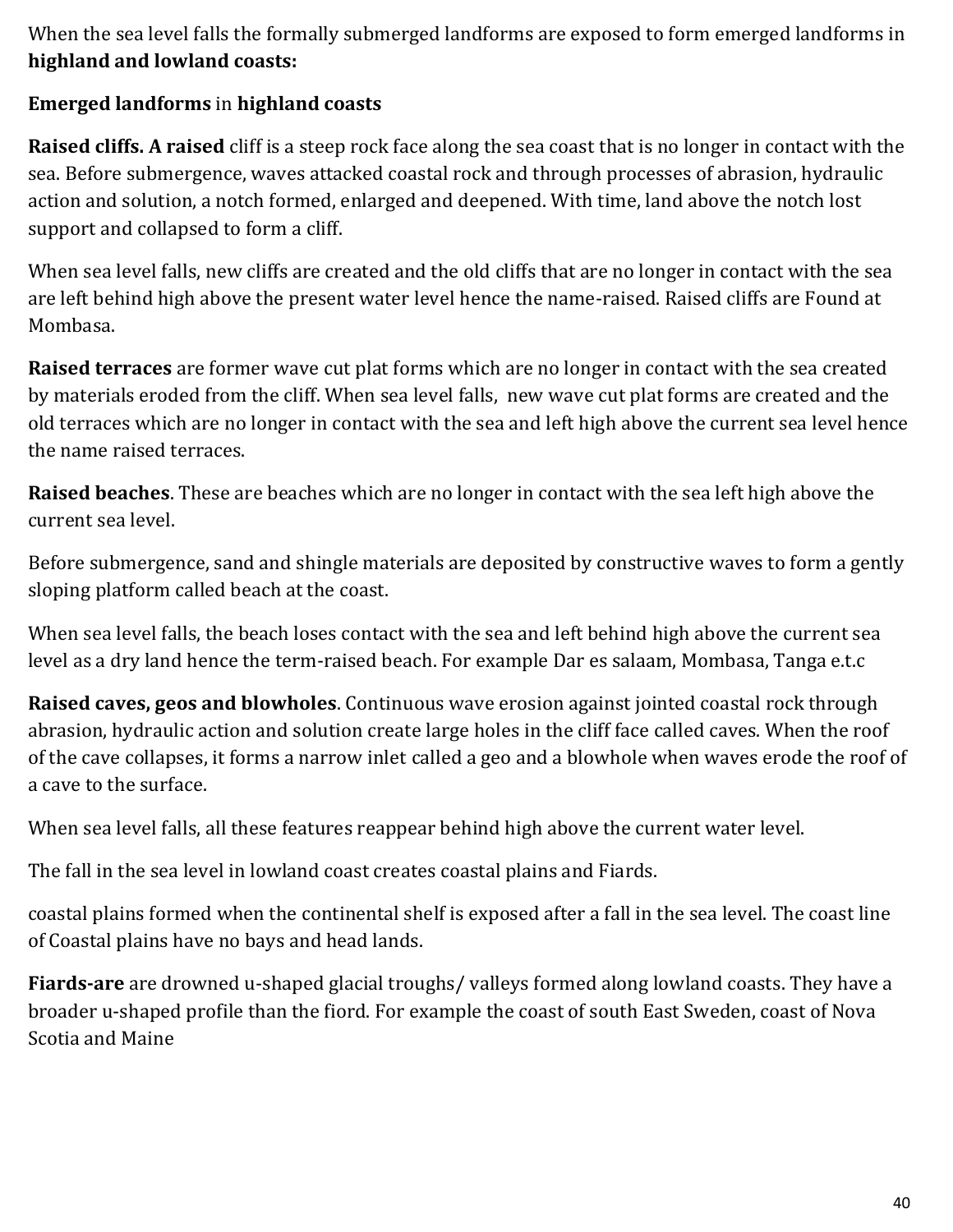When the sea level falls the formally submerged landforms are exposed to form emerged landforms in **highland and lowland coasts:**

**Emerged landforms** in **highland coasts**

**Raised cliffs. A raised** cliff is a steep rock face along the sea coast that is no longer in contact with the sea. Before submergence, waves attacked coastal rock and through processes of abrasion, hydraulic action and solution, a notch formed, enlarged and deepened. With time, land above the notch lost support and collapsed to form a cliff.

When sea level falls, new cliffs are created and the old cliffs that are no longer in contact with the sea are left behind high above the present water level hence the name-raised. Raised cliffs are Found at Mombasa.

**Raised terraces** are former wave cut plat forms which are no longer in contact with the sea created by materials eroded from the cliff. When sea level falls,  new wave cut plat forms are created and the old terraces which are no longer in contact with the sea and left high above the current sea level hence the name raised terraces.

**Raised beaches**. These are beaches which are no longer in contact with the sea left high above the current sea level.

Before submergence, sand and shingle materials are deposited by constructive waves to form a gently sloping platform called beach at the coast.

When sea level falls, the beach loses contact with the sea and left behind high above the current sea level as a dry land hence the term-raised beach. For example Dar es salaam, Mombasa, Tanga e.t.c

**Raised caves, geos and blowholes**. Continuous wave erosion against jointed coastal rock through abrasion, hydraulic action and solution create large holes in the cliff face called caves. When the roof of the cave collapses, it forms a narrow inlet called a geo and a blowhole when waves erode the roof of a cave to the surface.

When sea level falls, all these features reappear behind high above the current water level.

The fall in the sea level in lowland coast creates coastal plains and Fiards.

coastal plains formed when the continental shelf is exposed after a fall in the sea level. The coast line of Coastal plains have no bays and head lands.

**Fiards-are** are drowned u-shaped glacial troughs/ valleys formed along lowland coasts. They have a broader u-shaped profile than the fiord. For example the coast of south East Sweden, coast of Nova Scotia and Maine